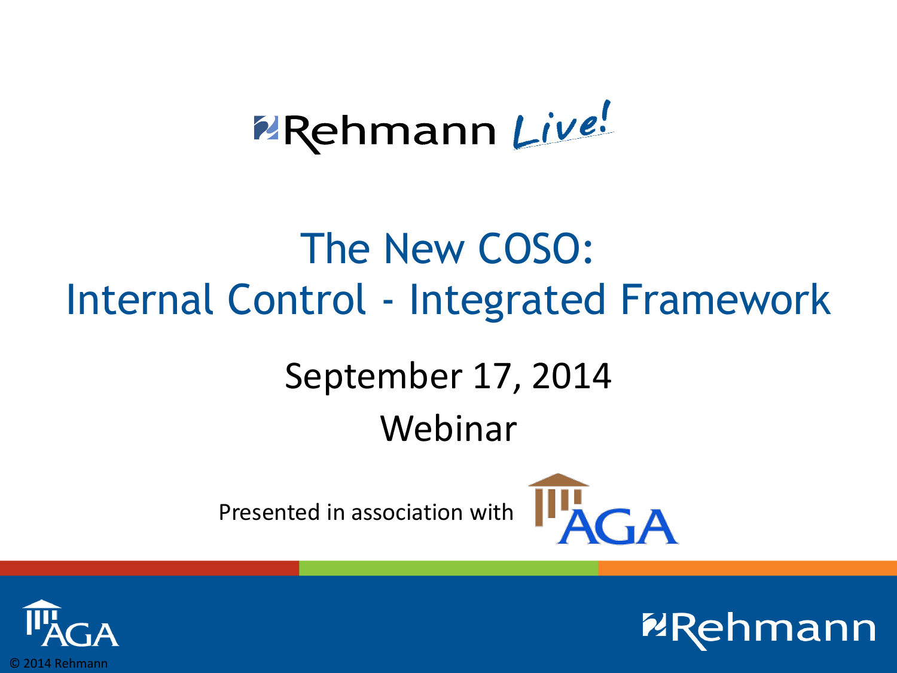Rehmann *Live!*

# The New COSO: Internal Control - Integrated Framework

September 17, 2014

Webinar

Presented in association with AGA

© 2014 Rehmann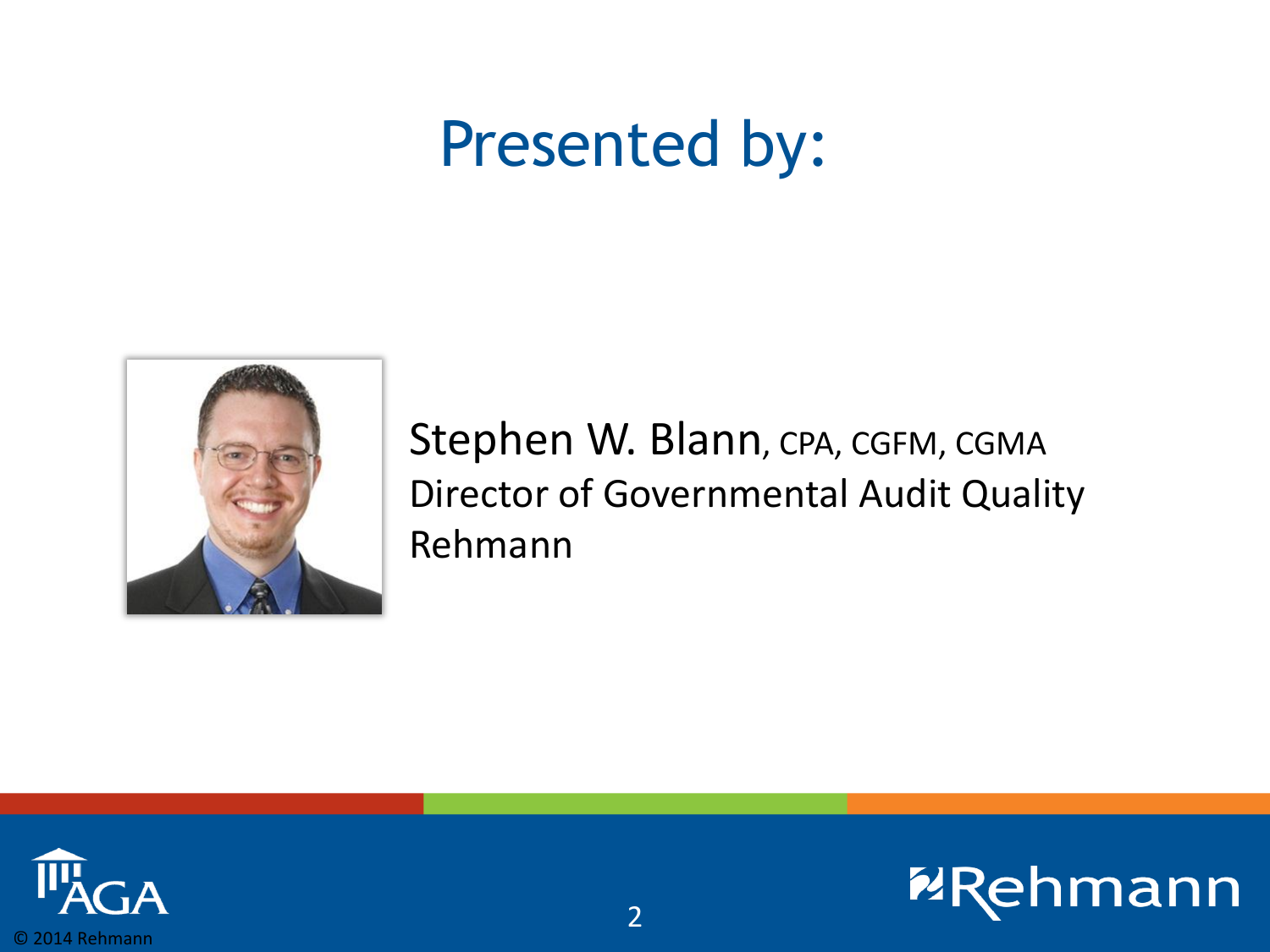# Presented by:

Stephen W. Blann, CPA, CGFM, CGMA
Director of Governmental Audit Quality
Rehmann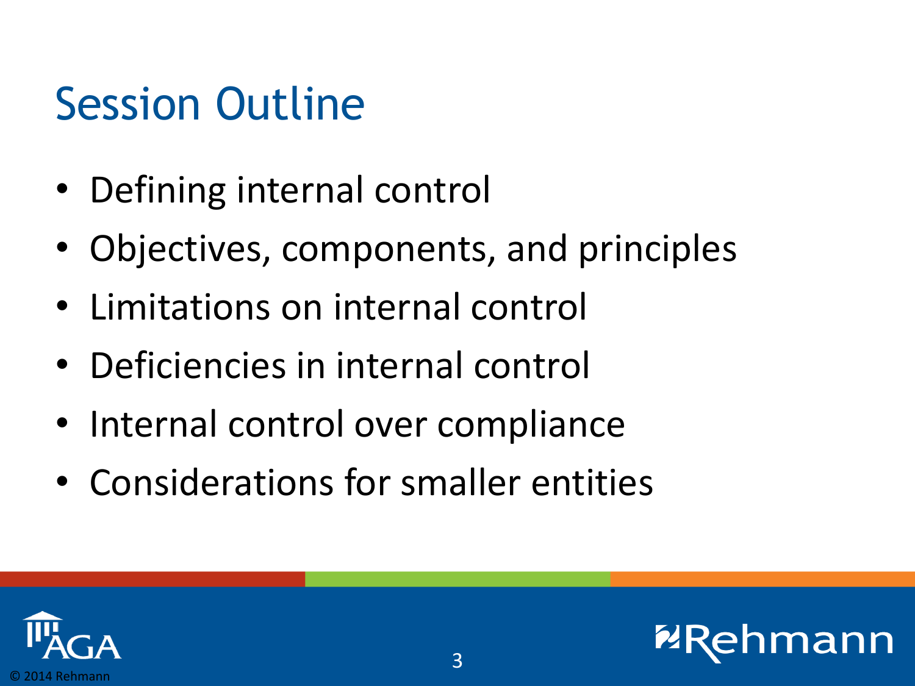# Session Outline

- Defining internal control
- Objectives, components, and principles
- Limitations on internal control
- Deficiencies in internal control
- Internal control over compliance
- Considerations for smaller entities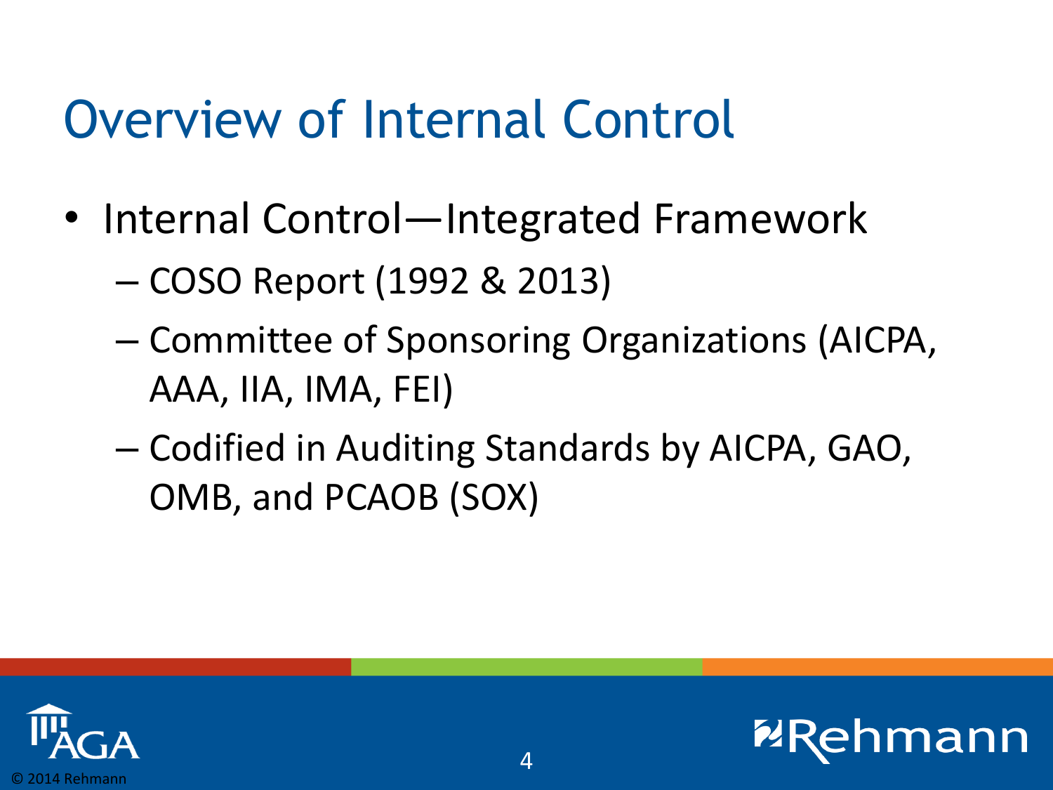# Overview of Internal Control

- Internal Control—Integrated Framework
  - COSO Report (1992 & 2013)
  - Committee of Sponsoring Organizations (AICPA, AAA, IIA, IMA, FEI)
  - Codified in Auditing Standards by AICPA, GAO, OMB, and PCAOB (SOX)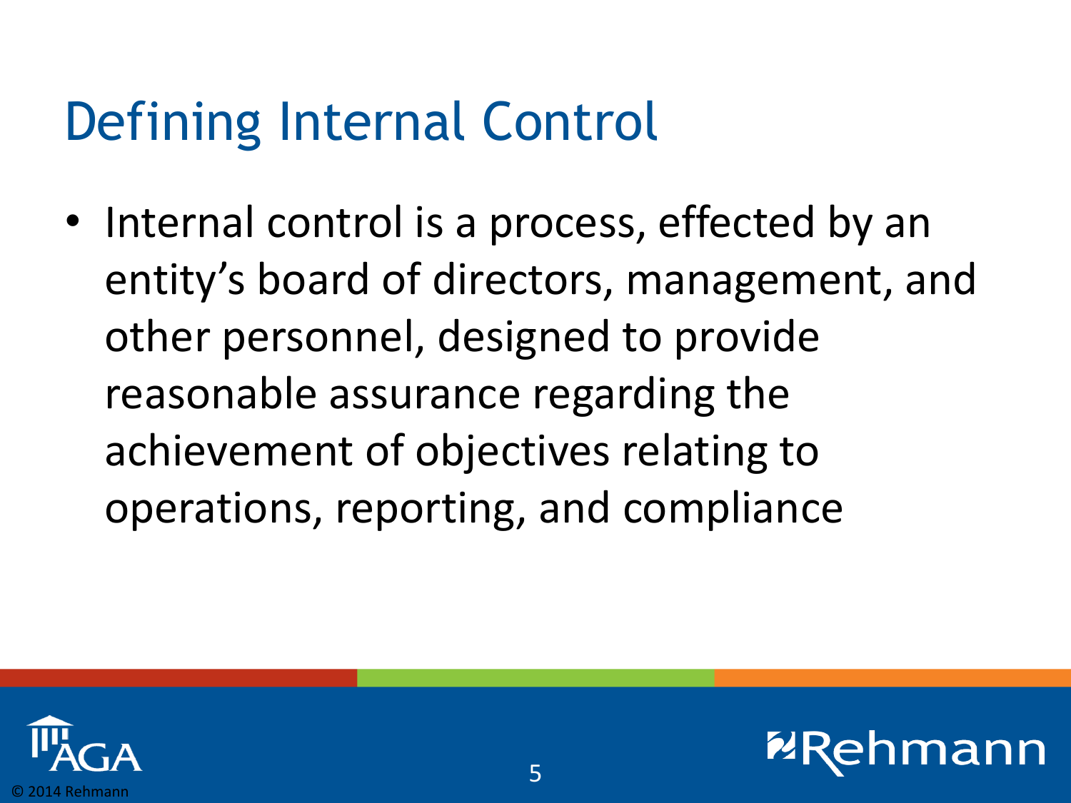# Defining Internal Control

- Internal control is a process, effected by an entity's board of directors, management, and other personnel, designed to provide reasonable assurance regarding the achievement of objectives relating to operations, reporting, and compliance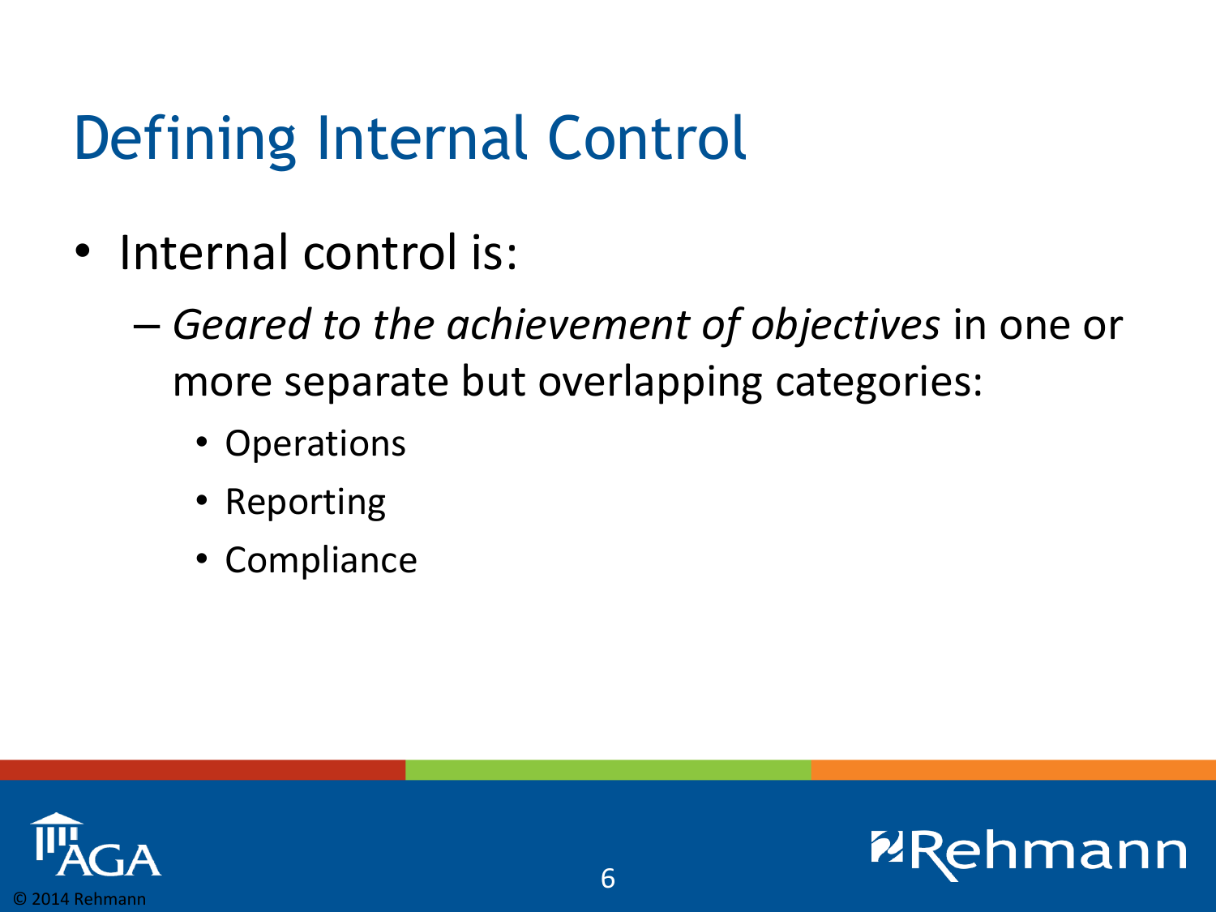# Defining Internal Control

- Internal control is:
  - *Geared to the achievement of objectives* in one or more separate but overlapping categories:
    - Operations
    - Reporting
    - Compliance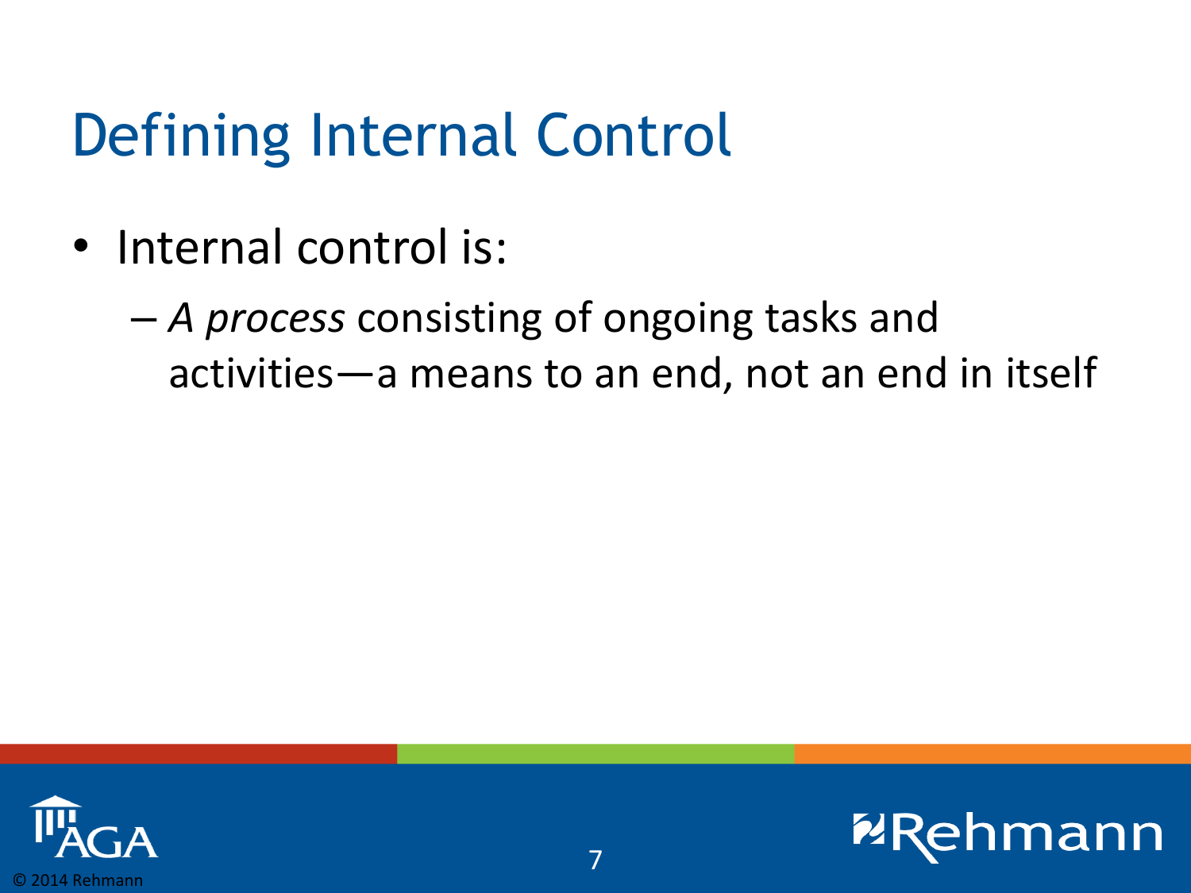# Defining Internal Control

- Internal control is:
  - *A process* consisting of ongoing tasks and activities—a means to an end, not an end in itself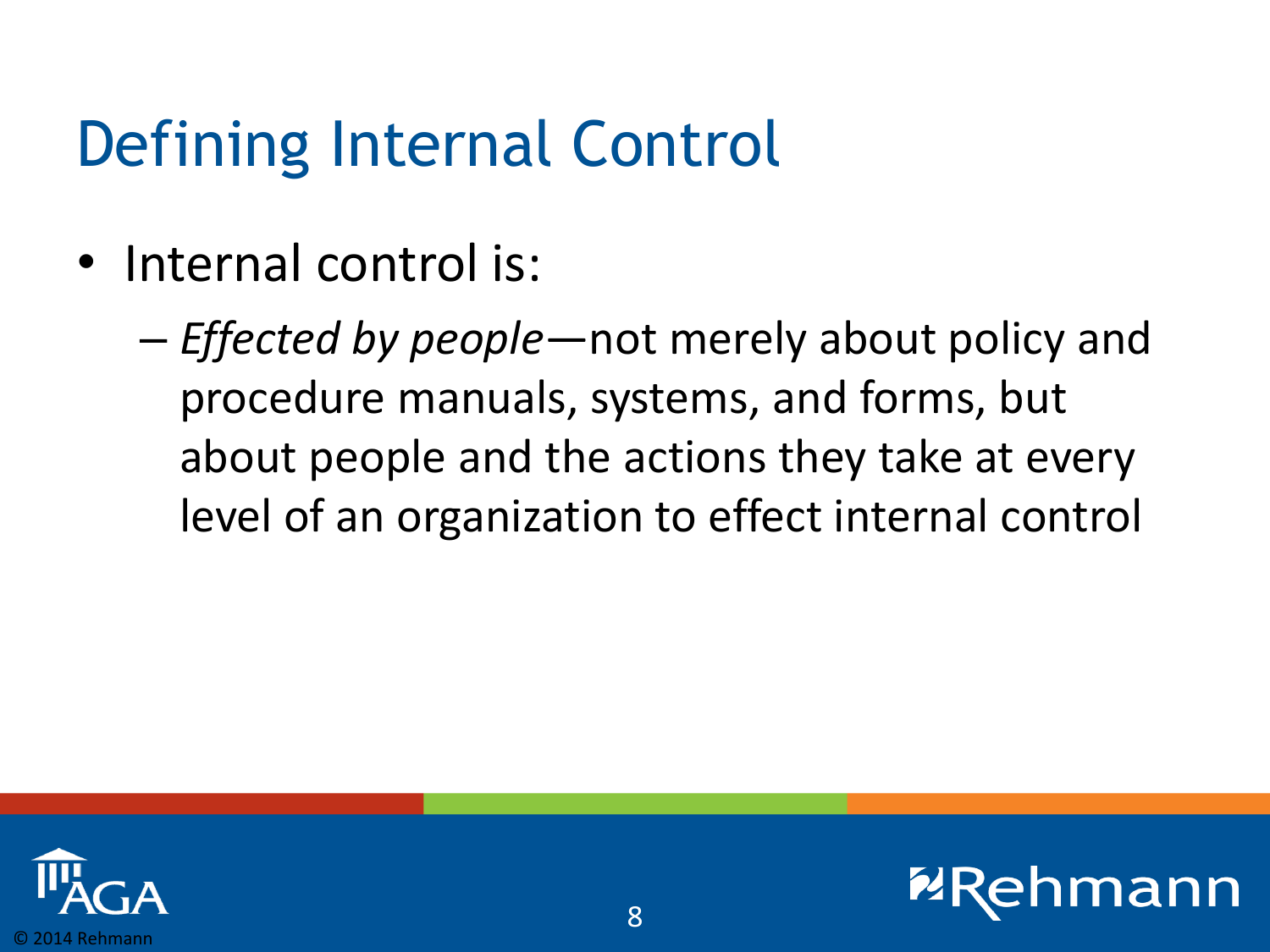# Defining Internal Control

- Internal control is:
  - *Effected by people*—not merely about policy and procedure manuals, systems, and forms, but about people and the actions they take at every level of an organization to effect internal control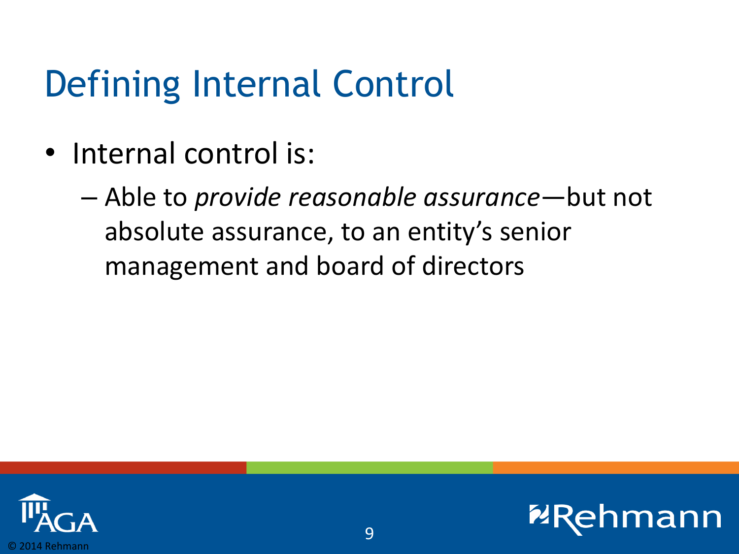# Defining Internal Control

- Internal control is:
  - Able to *provide reasonable assurance*—but not absolute assurance, to an entity's senior management and board of directors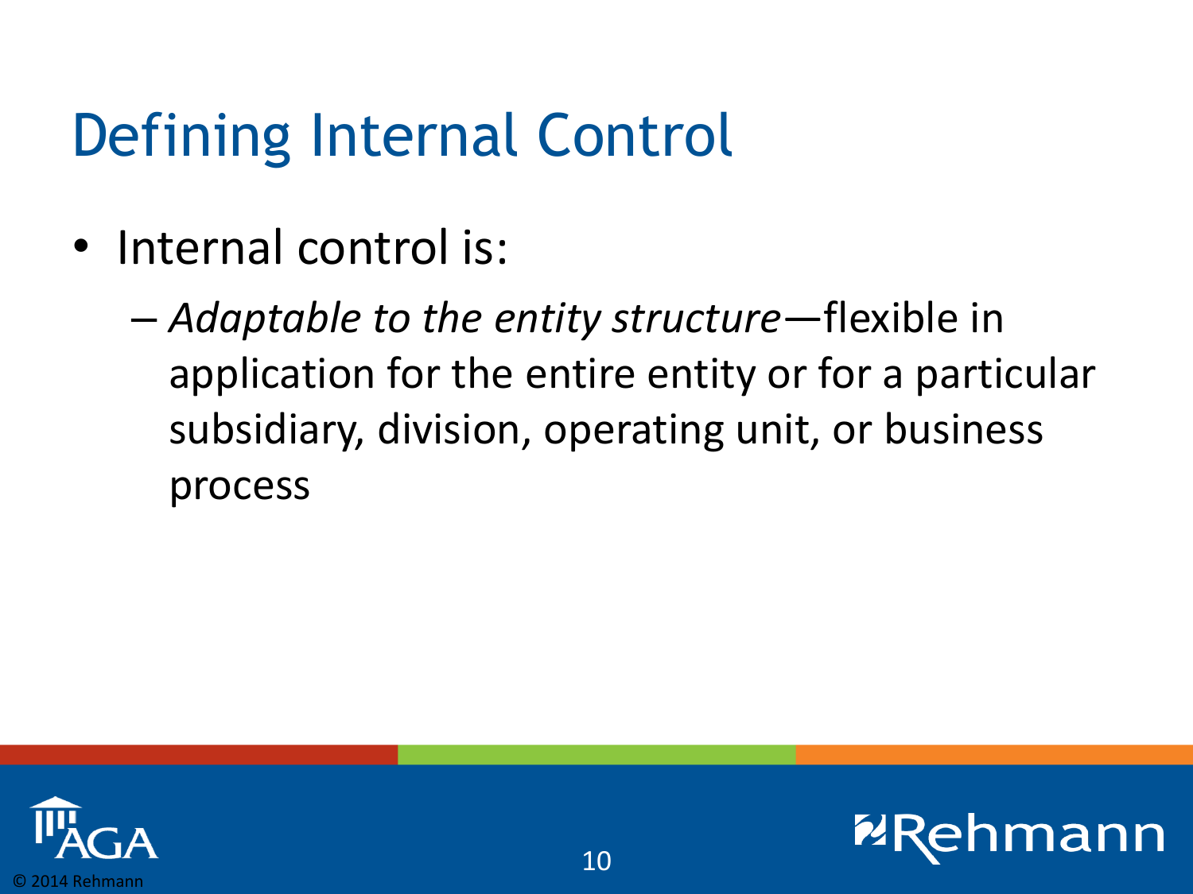# Defining Internal Control

- Internal control is:
  - *Adaptable to the entity structure*—flexible in application for the entire entity or for a particular subsidiary, division, operating unit, or business process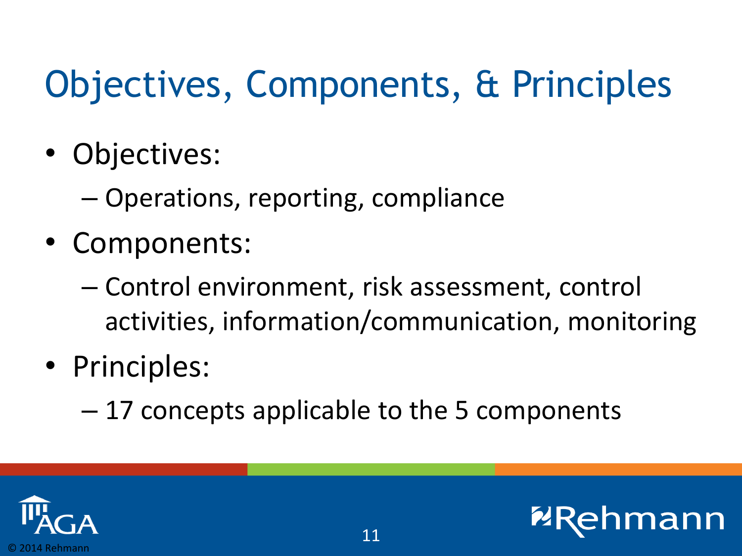# Objectives, Components, & Principles

- Objectives:
  - Operations, reporting, compliance
- Components:
  - Control environment, risk assessment, control activities, information/communication, monitoring
- Principles:
  - 17 concepts applicable to the 5 components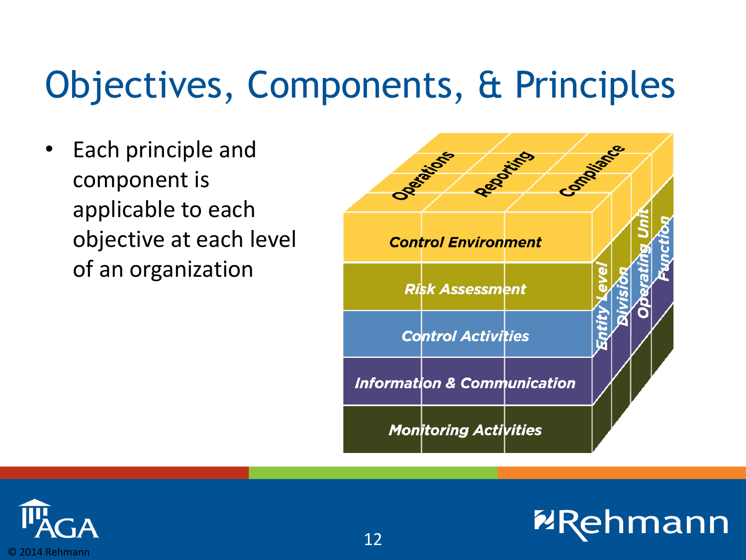# Objectives, Components, & Principles

- Each principle and component is applicable to each objective at each level of an organization

Operations
Reporting
Compliance

Control Environment
Risk Assessment
Control Activities
Information & Communication
Monitoring Activities

Entity Level
Division
Operating Unit
Function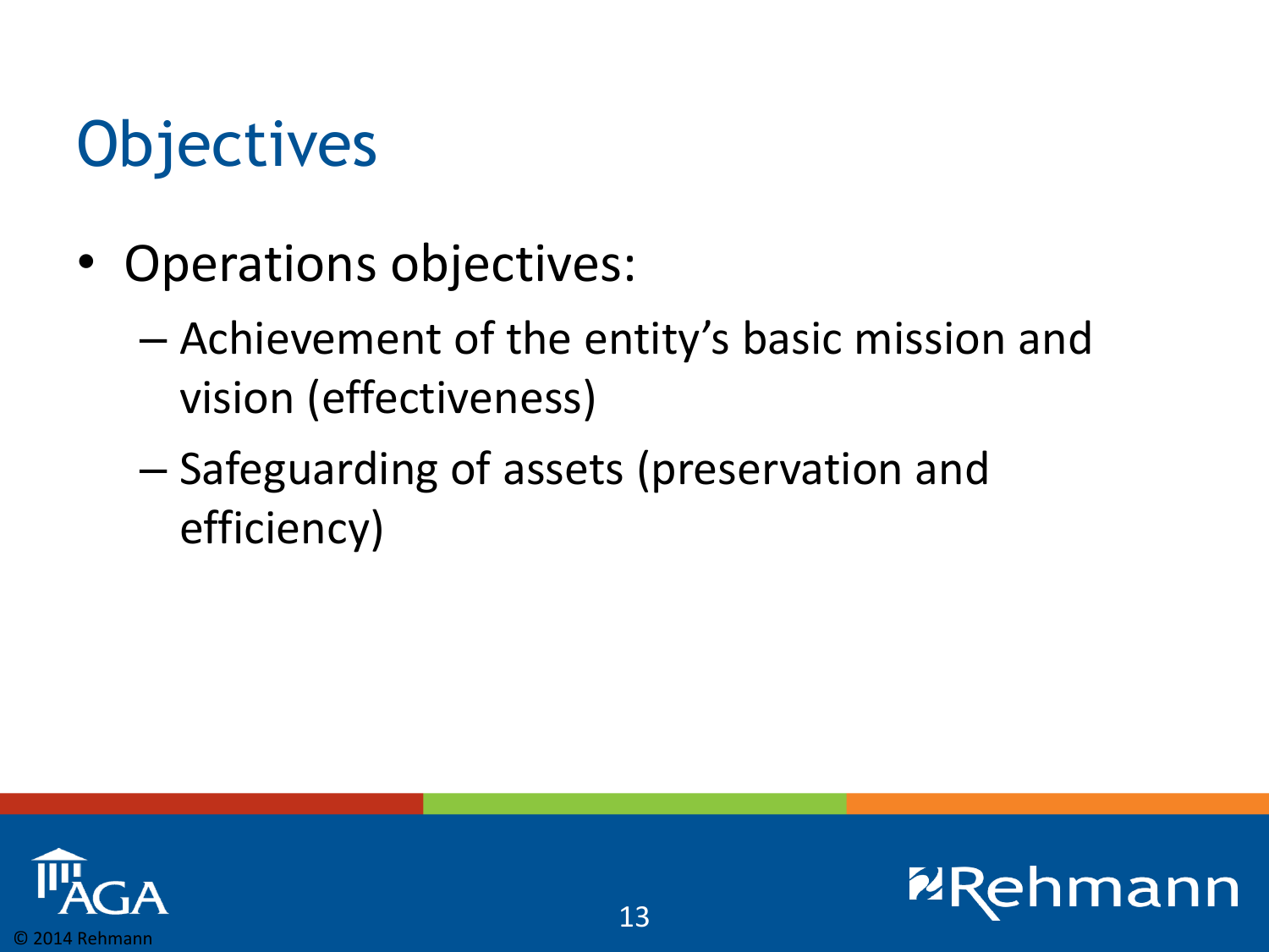# Objectives

- Operations objectives:
  - Achievement of the entity's basic mission and vision (effectiveness)
  - Safeguarding of assets (preservation and efficiency)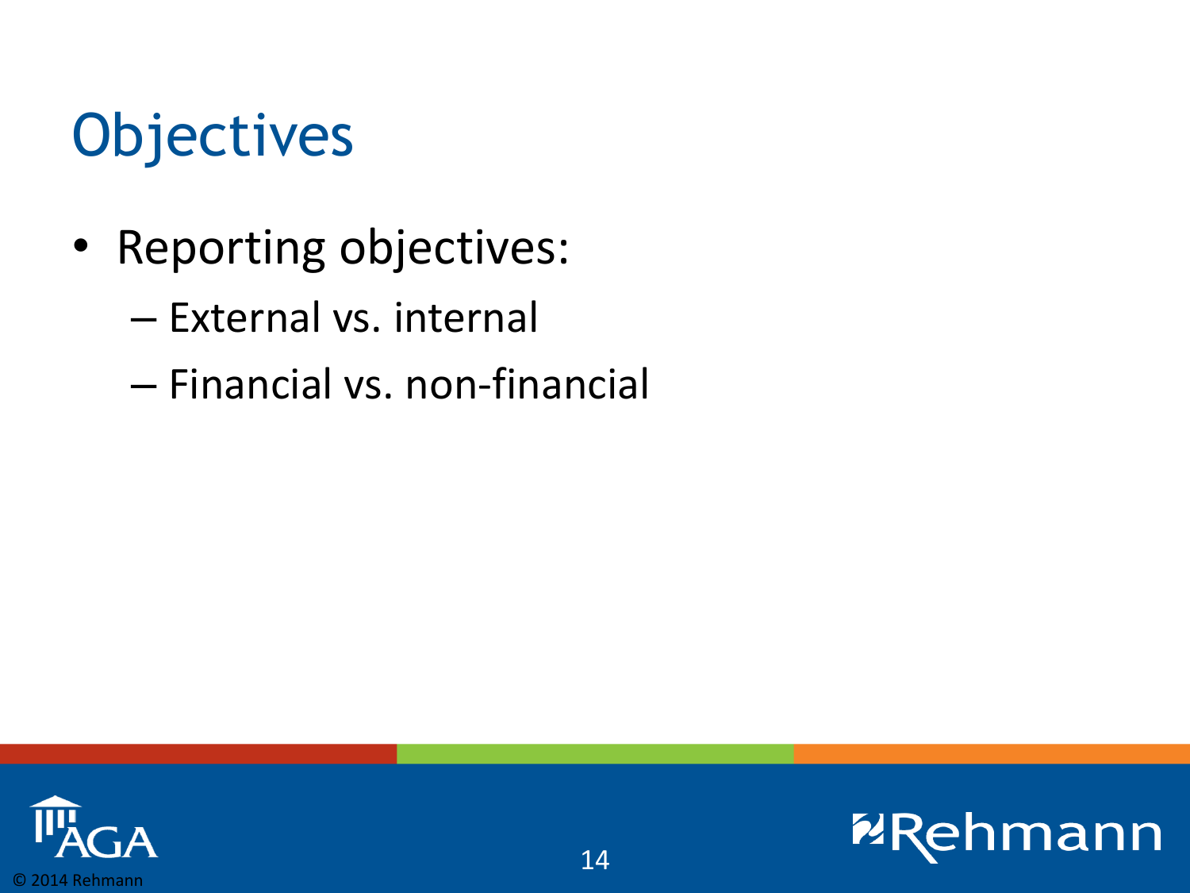# Objectives

- Reporting objectives:
  - External vs. internal
  - Financial vs. non-financial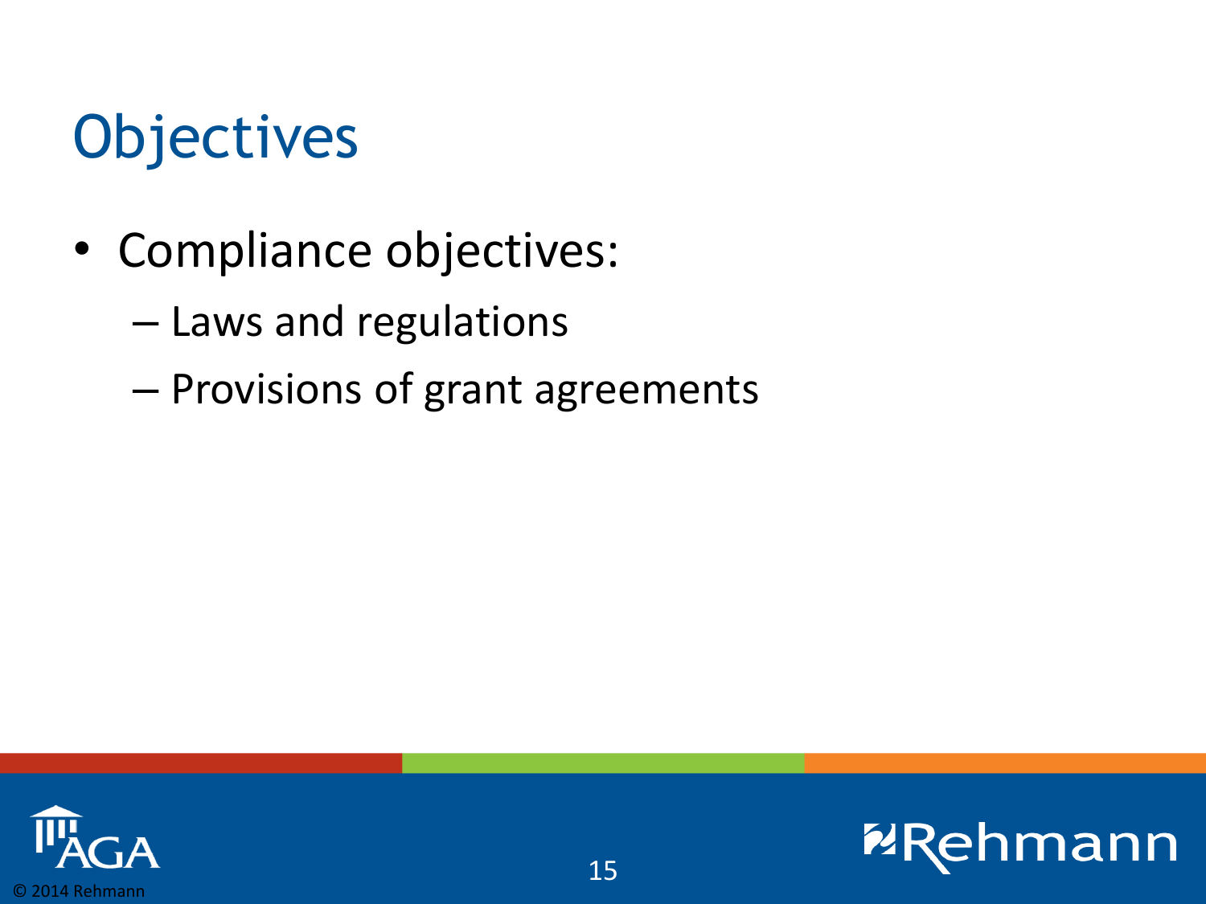# Objectives

- Compliance objectives:
  - Laws and regulations
  - Provisions of grant agreements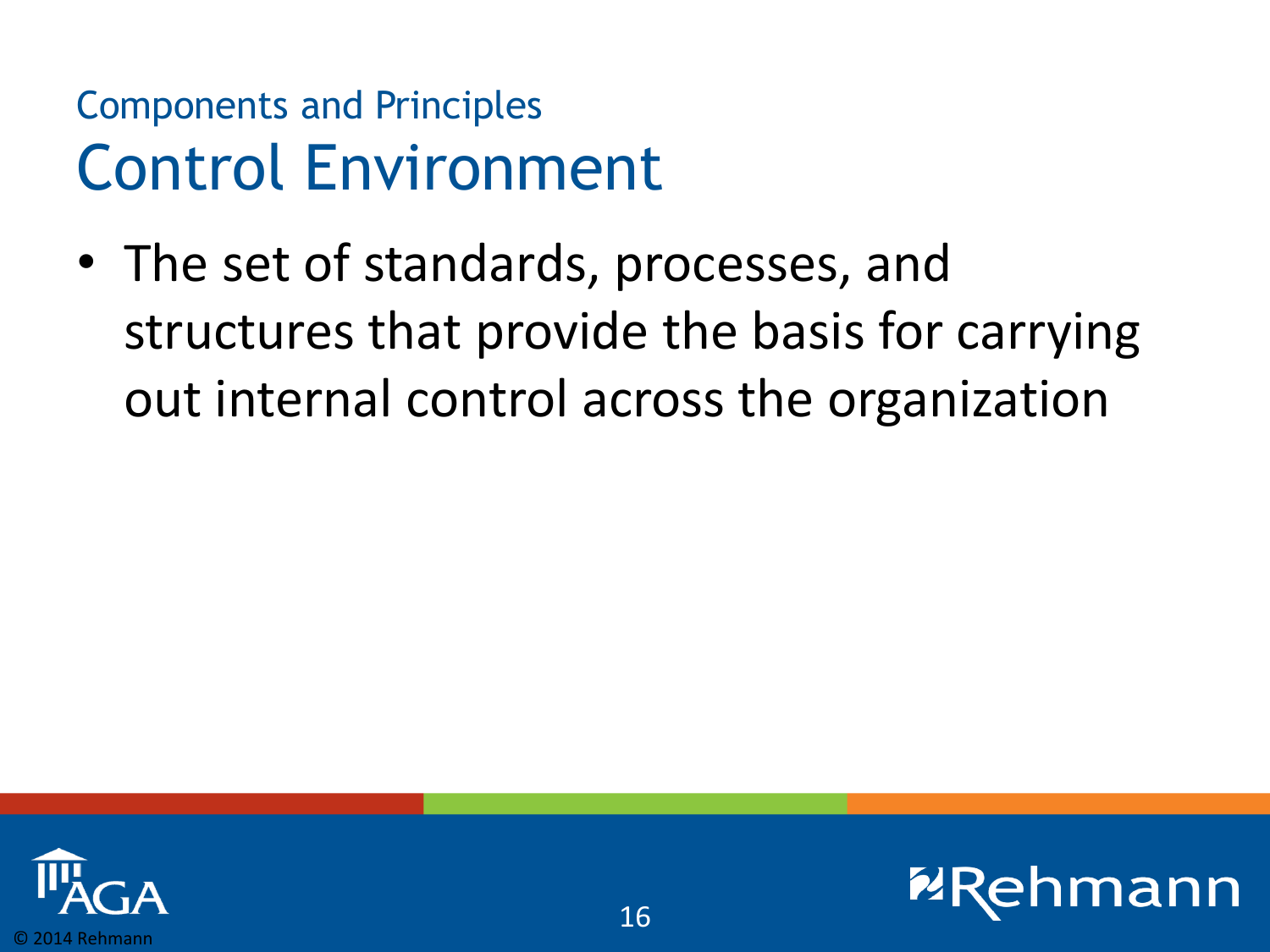## Components and Principles

# Control Environment

- The set of standards, processes, and structures that provide the basis for carrying out internal control across the organization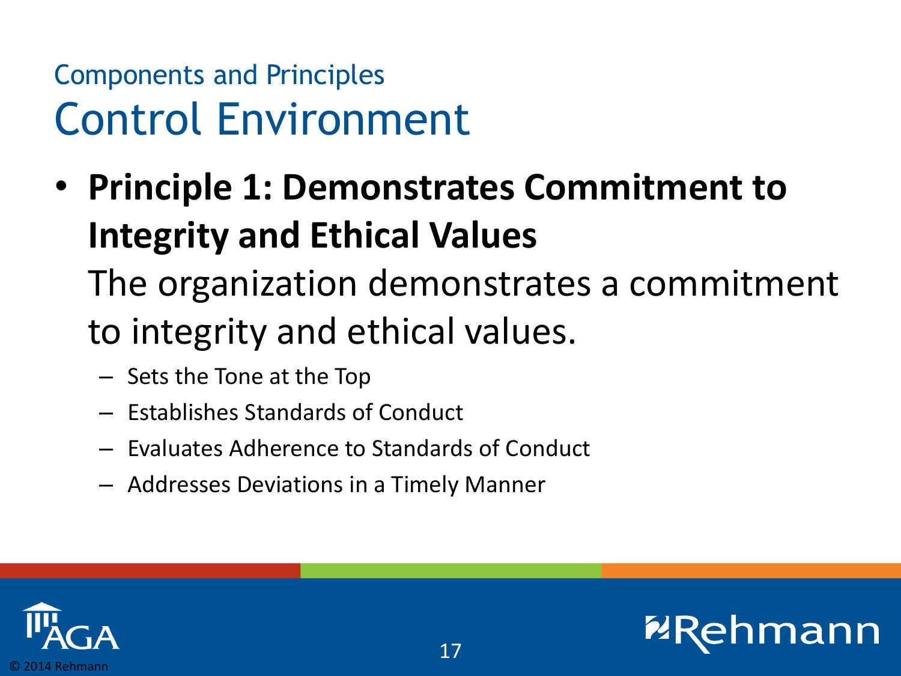## Components and Principles

# Control Environment

- **Principle 1: Demonstrates Commitment to Integrity and Ethical Values**

  The organization demonstrates a commitment to integrity and ethical values.

  - Sets the Tone at the Top
  - Establishes Standards of Conduct
  - Evaluates Adherence to Standards of Conduct
  - Addresses Deviations in a Timely Manner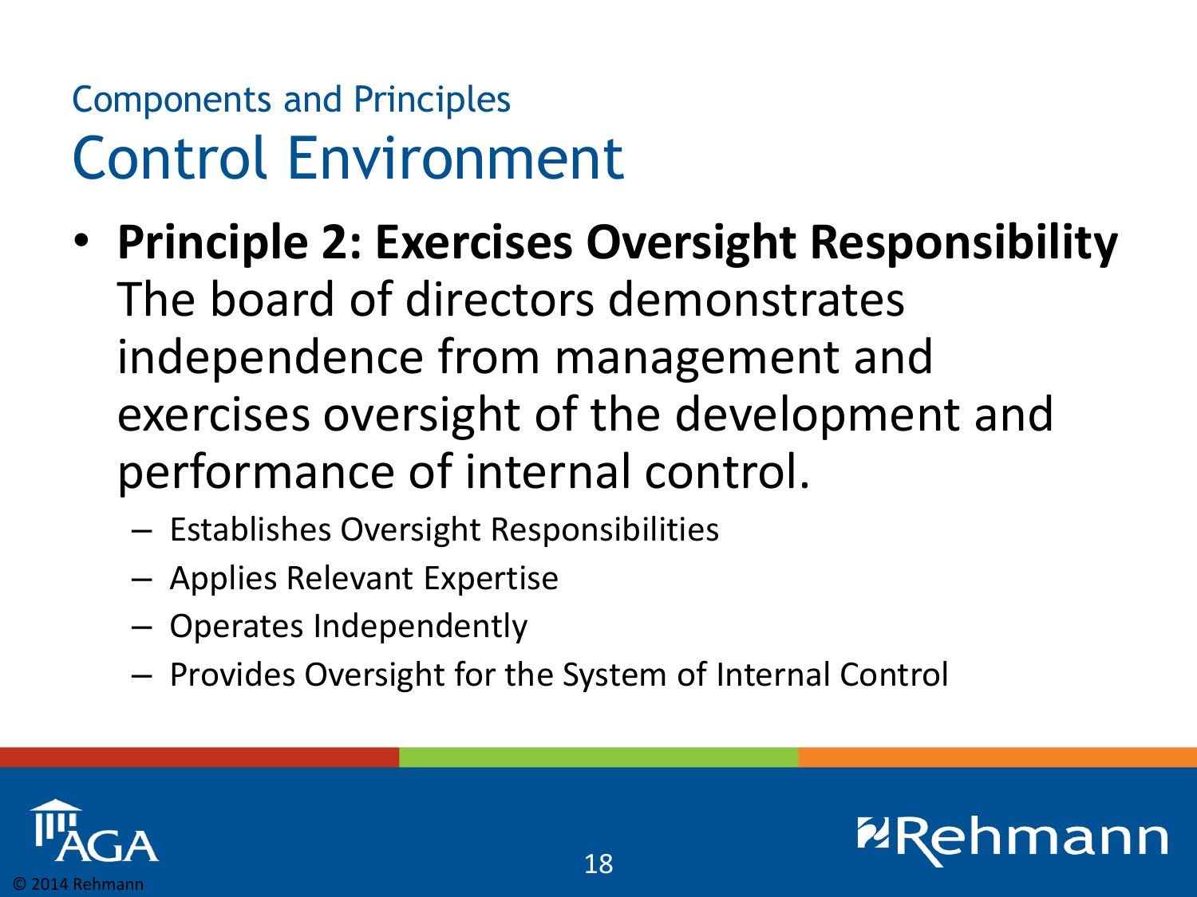## Components and Principles

# Control Environment

- **Principle 2: Exercises Oversight Responsibility** The board of directors demonstrates independence from management and exercises oversight of the development and performance of internal control.
  - Establishes Oversight Responsibilities
  - Applies Relevant Expertise
  - Operates Independently
  - Provides Oversight for the System of Internal Control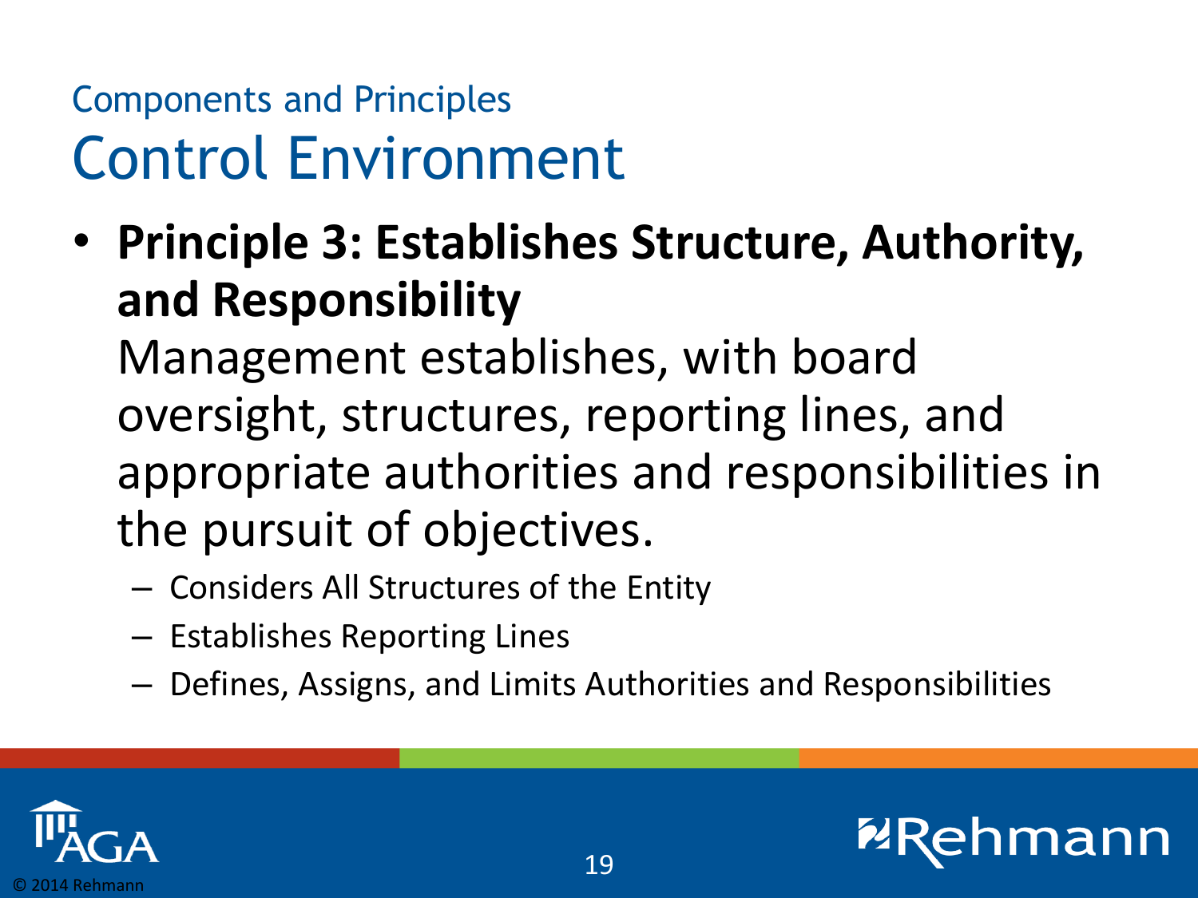## Components and Principles

# Control Environment

- **Principle 3: Establishes Structure, Authority, and Responsibility**
  Management establishes, with board oversight, structures, reporting lines, and appropriate authorities and responsibilities in the pursuit of objectives.
  - Considers All Structures of the Entity
  - Establishes Reporting Lines
  - Defines, Assigns, and Limits Authorities and Responsibilities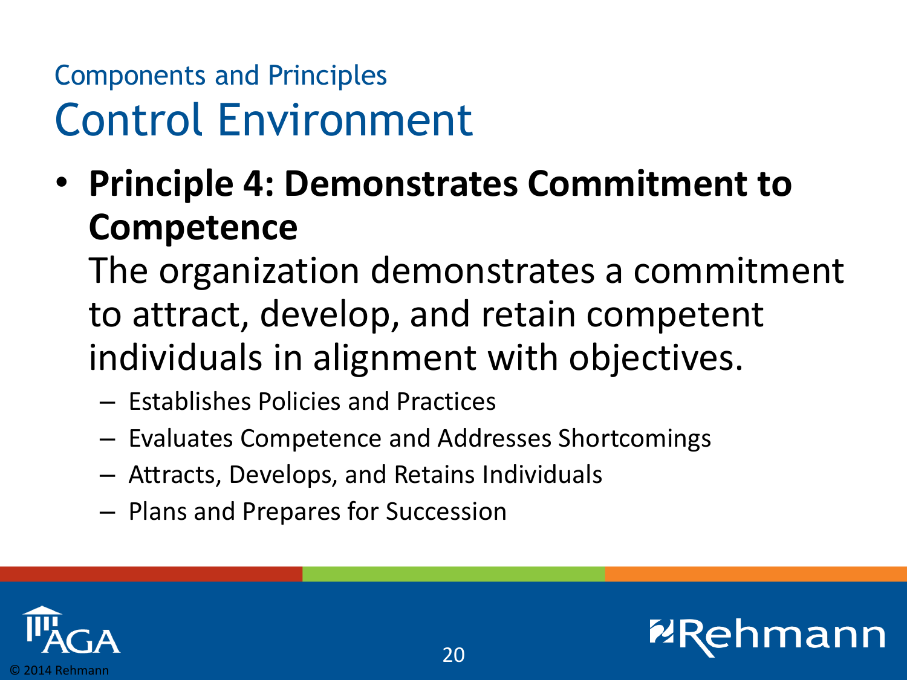## Components and Principles

# Control Environment

- **Principle 4: Demonstrates Commitment to Competence**
  The organization demonstrates a commitment to attract, develop, and retain competent individuals in alignment with objectives.
  - Establishes Policies and Practices
  - Evaluates Competence and Addresses Shortcomings
  - Attracts, Develops, and Retains Individuals
  - Plans and Prepares for Succession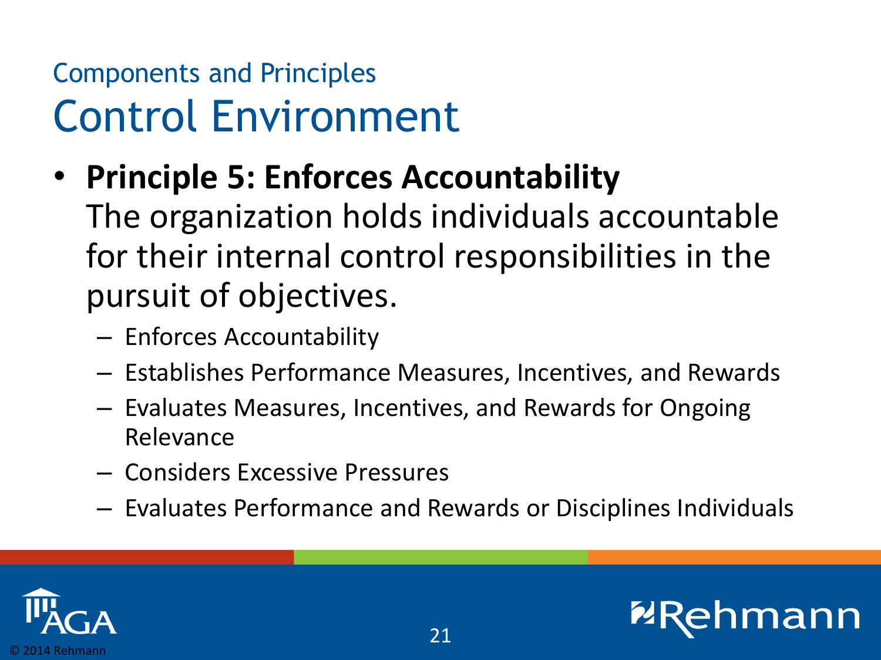## Components and Principles

# Control Environment

- **Principle 5: Enforces Accountability**
  The organization holds individuals accountable for their internal control responsibilities in the pursuit of objectives.
  - Enforces Accountability
  - Establishes Performance Measures, Incentives, and Rewards
  - Evaluates Measures, Incentives, and Rewards for Ongoing Relevance
  - Considers Excessive Pressures
  - Evaluates Performance and Rewards or Disciplines Individuals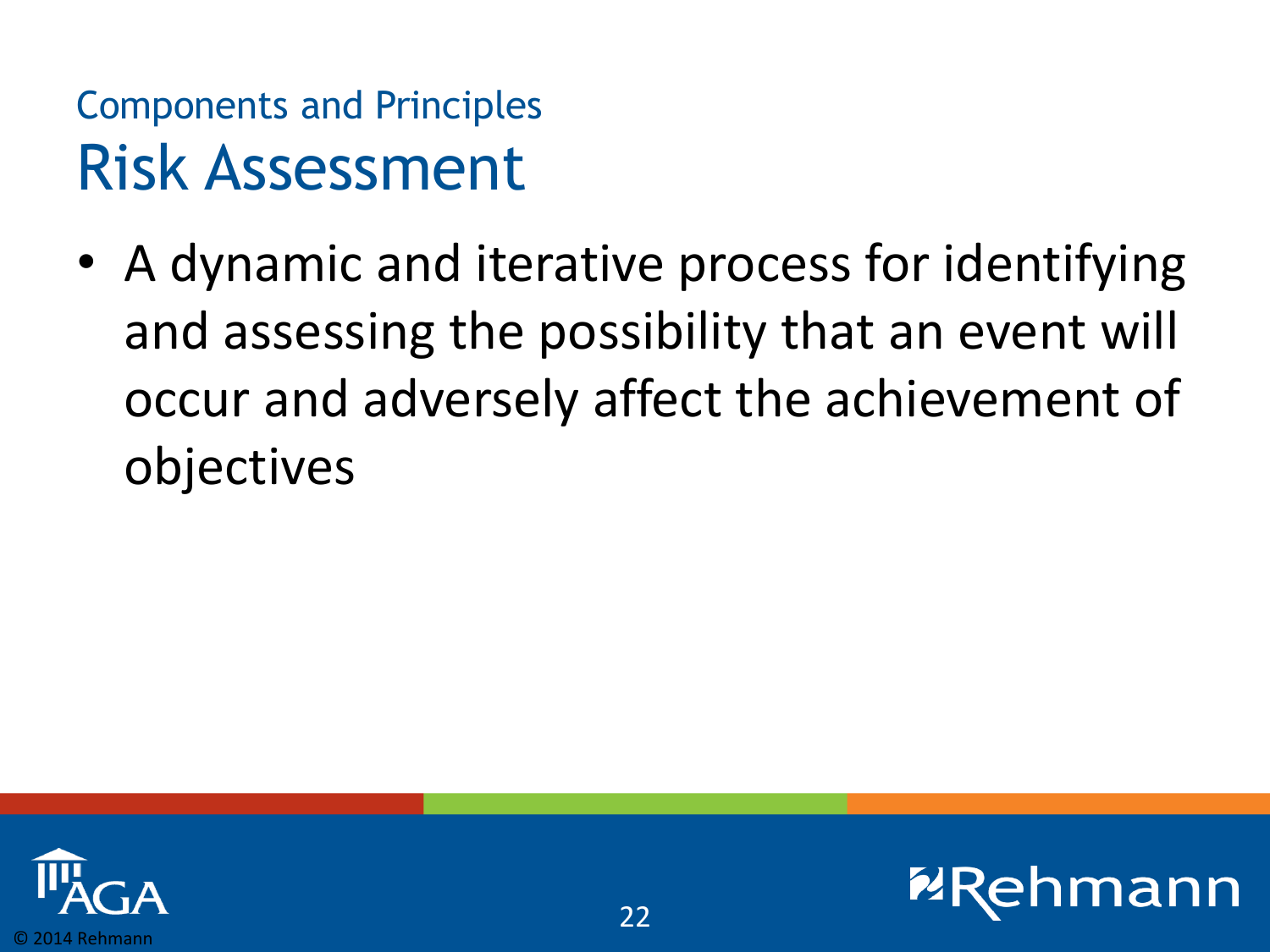### Components and Principles

## Risk Assessment

- A dynamic and iterative process for identifying and assessing the possibility that an event will occur and adversely affect the achievement of objectives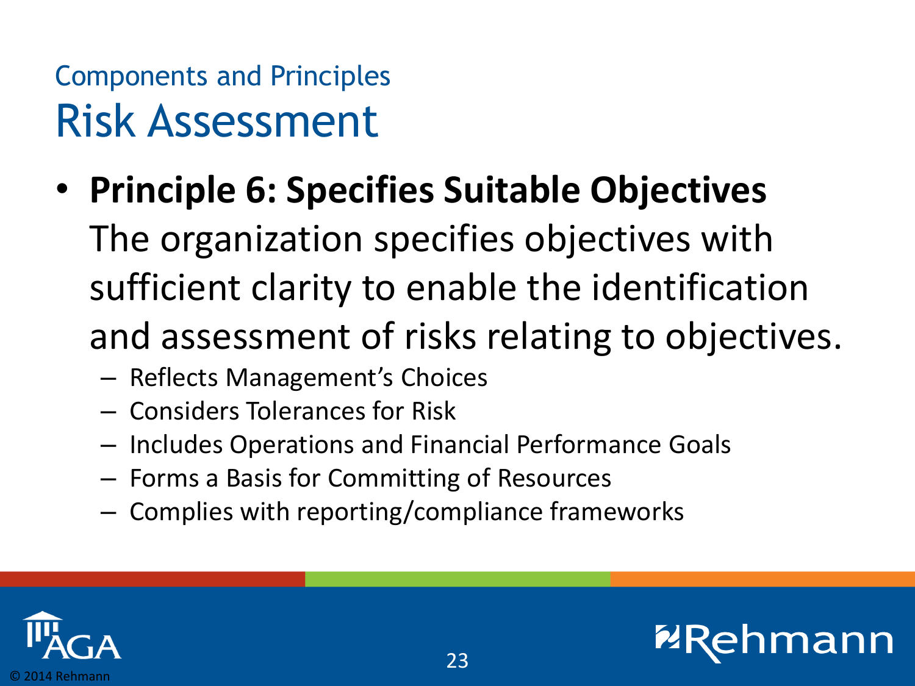## Components and Principles

# Risk Assessment

- **Principle 6: Specifies Suitable Objectives**
  The organization specifies objectives with sufficient clarity to enable the identification and assessment of risks relating to objectives.
  - Reflects Management's Choices
  - Considers Tolerances for Risk
  - Includes Operations and Financial Performance Goals
  - Forms a Basis for Committing of Resources
  - Complies with reporting/compliance frameworks

© 2014 Rehmann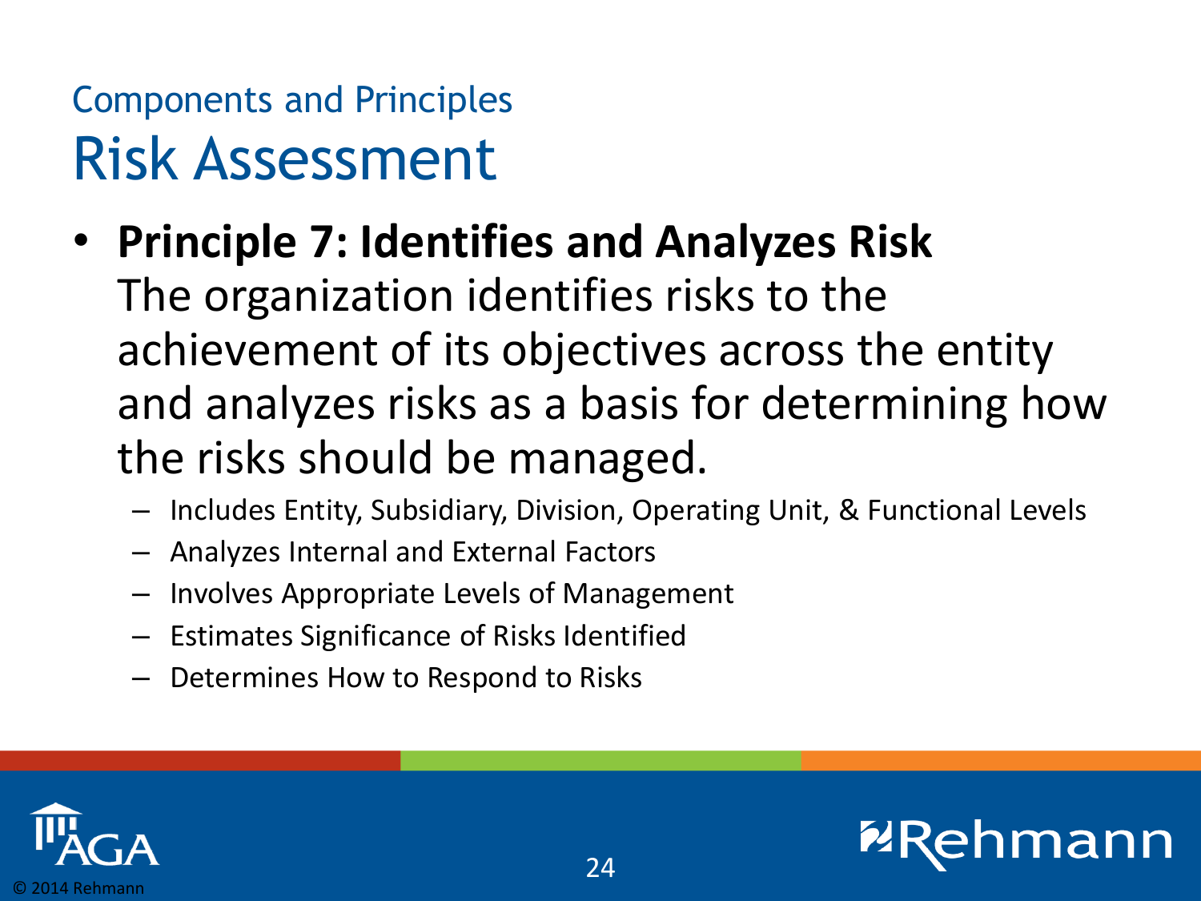## Components and Principles

# Risk Assessment

- **Principle 7: Identifies and Analyzes Risk**
  The organization identifies risks to the achievement of its objectives across the entity and analyzes risks as a basis for determining how the risks should be managed.
  - Includes Entity, Subsidiary, Division, Operating Unit, & Functional Levels
  - Analyzes Internal and External Factors
  - Involves Appropriate Levels of Management
  - Estimates Significance of Risks Identified
  - Determines How to Respond to Risks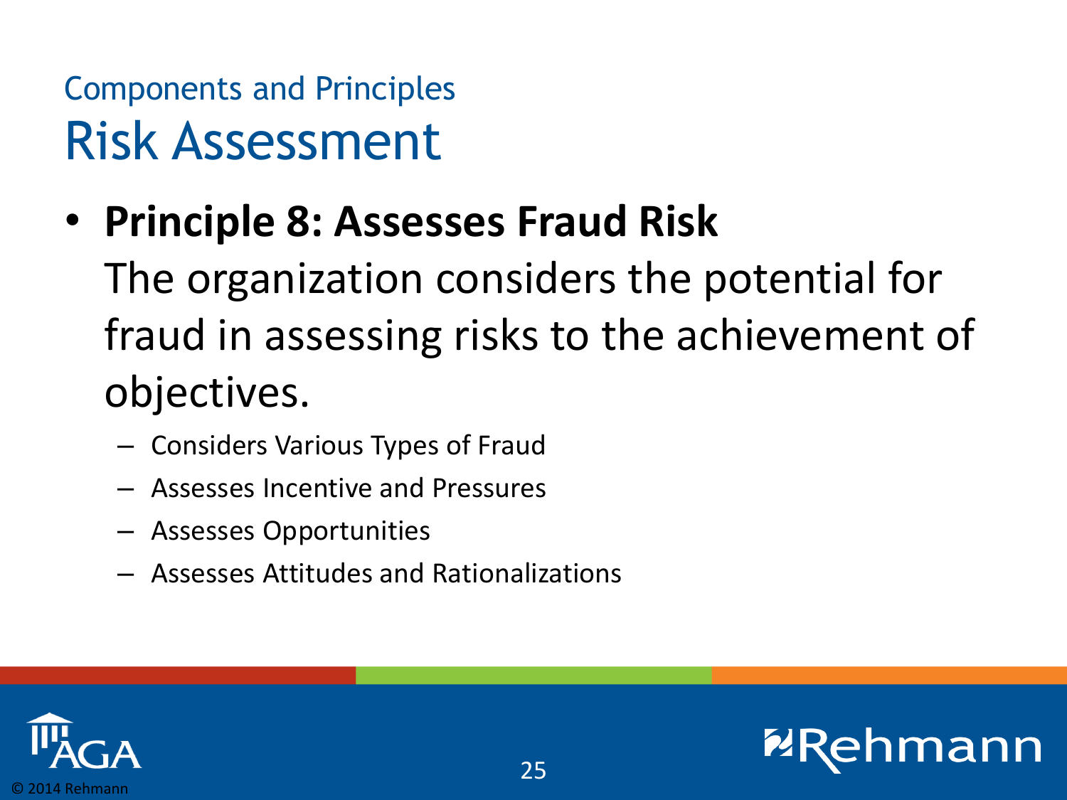## Components and Principles

# Risk Assessment

- **Principle 8: Assesses Fraud Risk**
  The organization considers the potential for fraud in assessing risks to the achievement of objectives.
  - Considers Various Types of Fraud
  - Assesses Incentive and Pressures
  - Assesses Opportunities
  - Assesses Attitudes and Rationalizations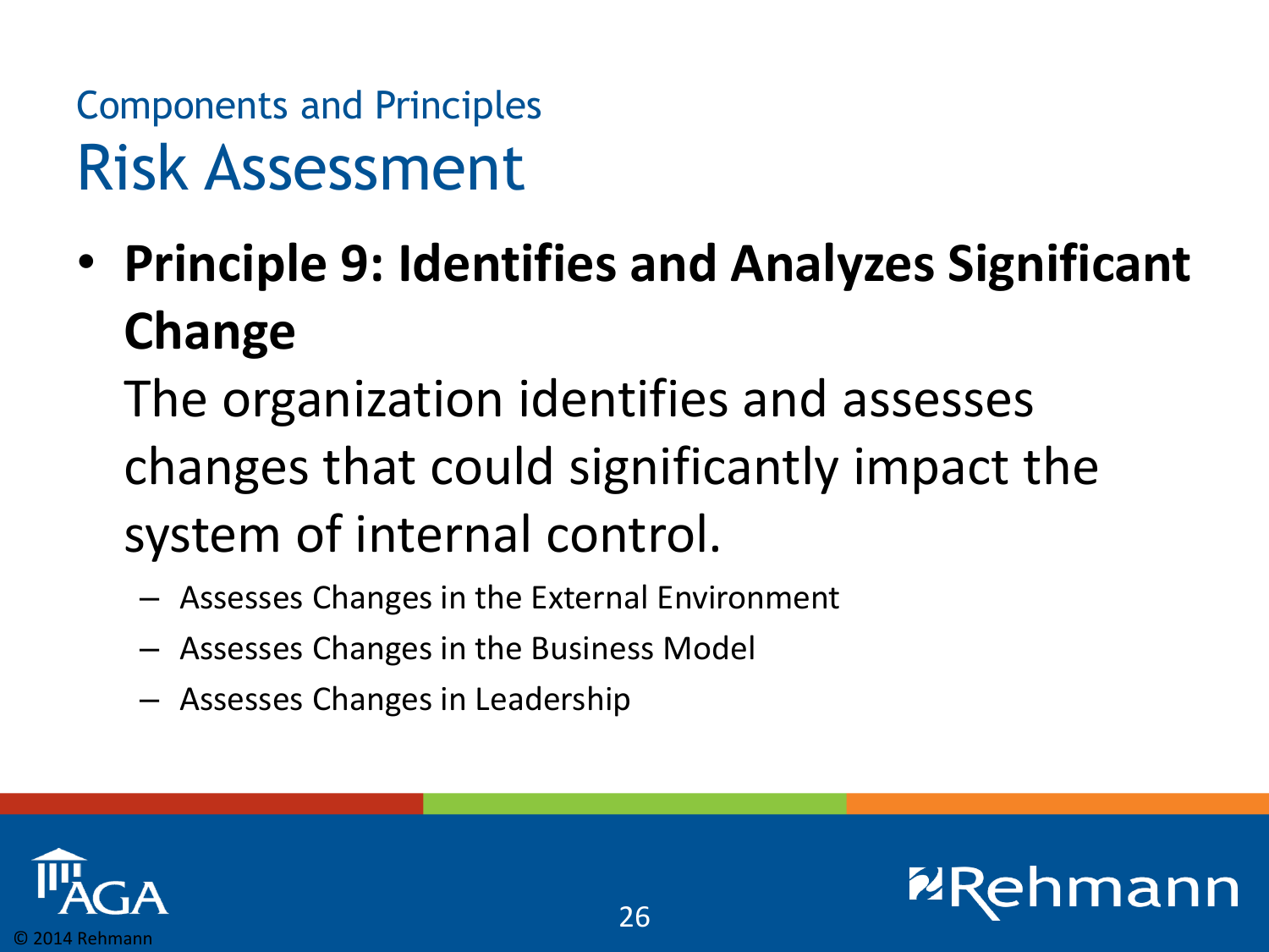## Components and Principles

# Risk Assessment

- **Principle 9: Identifies and Analyzes Significant Change**
  The organization identifies and assesses changes that could significantly impact the system of internal control.
  - Assesses Changes in the External Environment
  - Assesses Changes in the Business Model
  - Assesses Changes in Leadership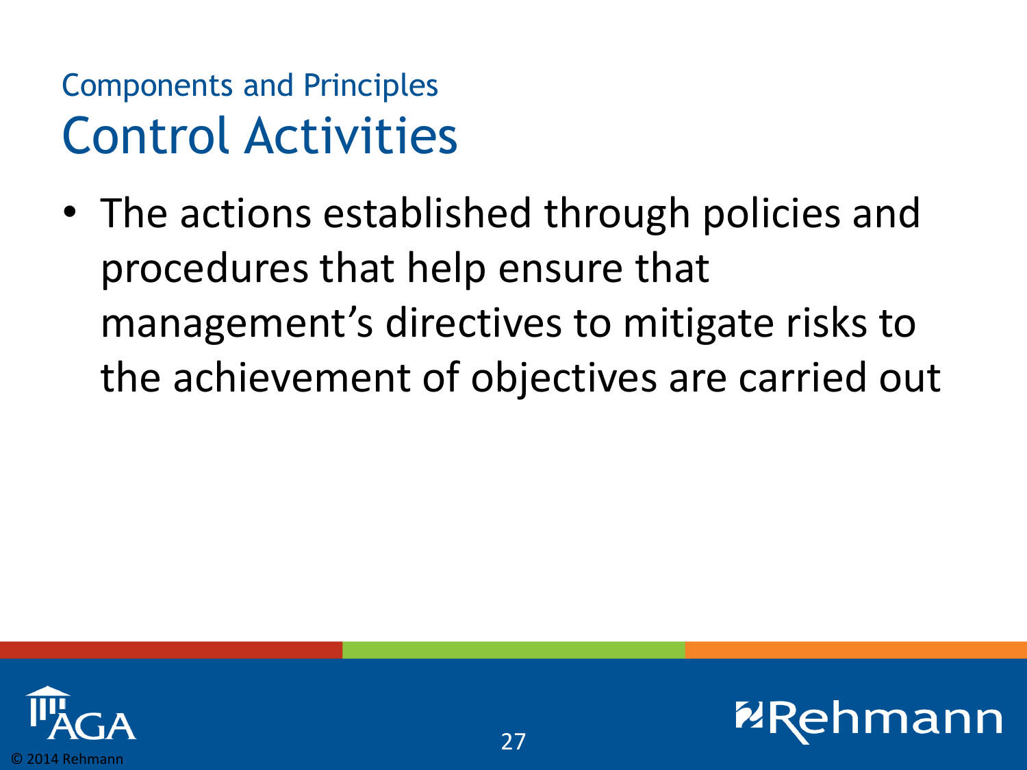## Components and Principles

# Control Activities

- The actions established through policies and procedures that help ensure that management's directives to mitigate risks to the achievement of objectives are carried out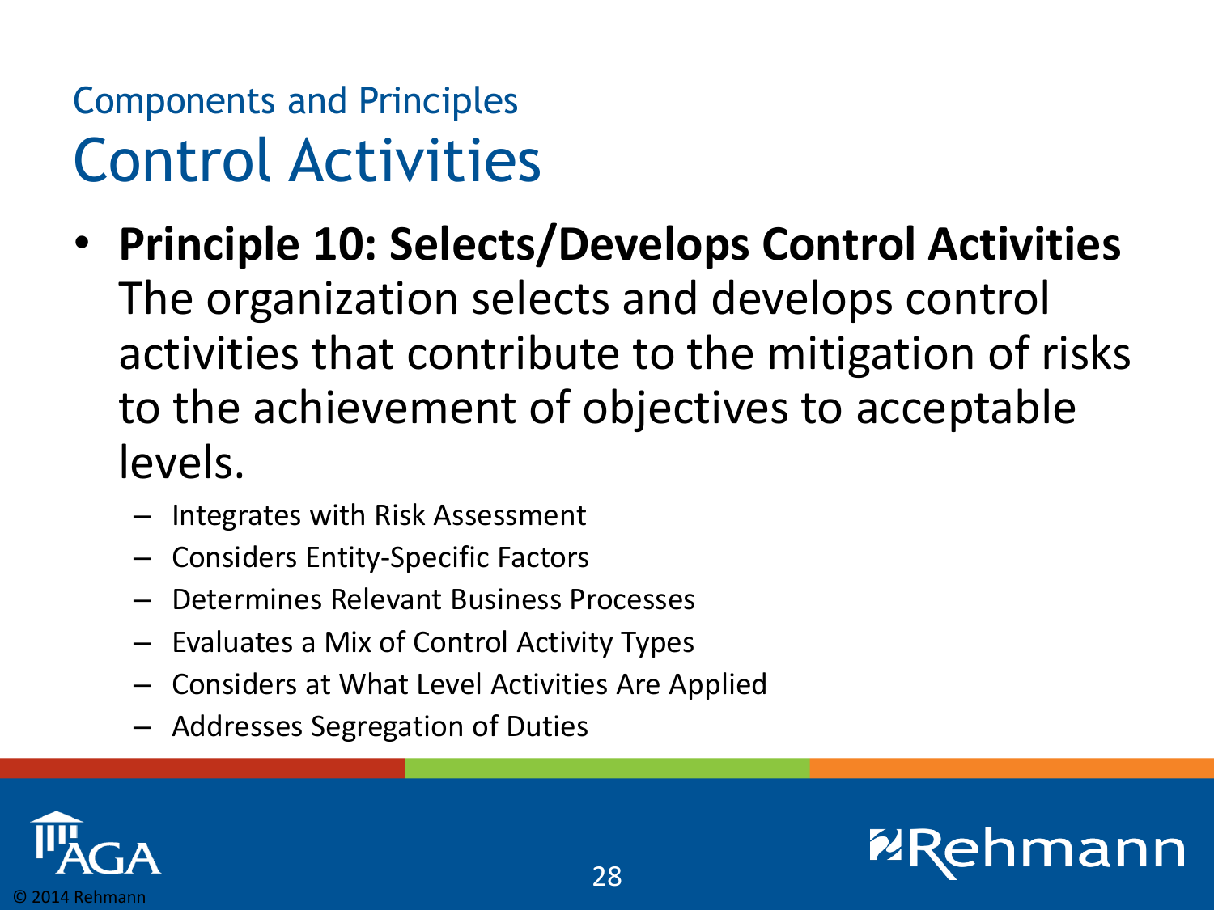## Components and Principles

# Control Activities

- **Principle 10: Selects/Develops Control Activities** The organization selects and develops control activities that contribute to the mitigation of risks to the achievement of objectives to acceptable levels.
  - Integrates with Risk Assessment
  - Considers Entity-Specific Factors
  - Determines Relevant Business Processes
  - Evaluates a Mix of Control Activity Types
  - Considers at What Level Activities Are Applied
  - Addresses Segregation of Duties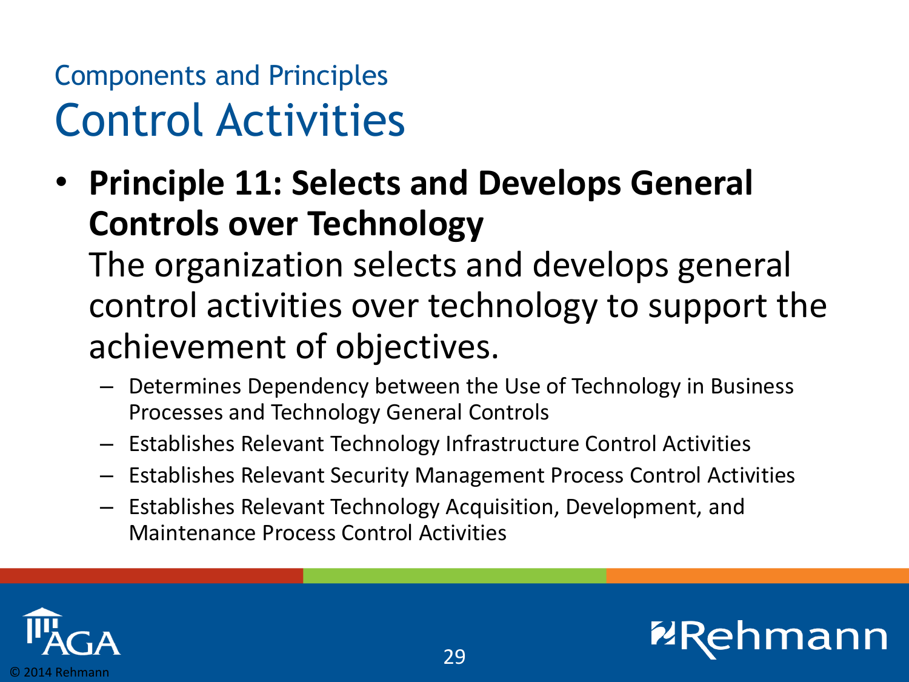## Components and Principles

# Control Activities

- **Principle 11: Selects and Develops General Controls over Technology**
  The organization selects and develops general control activities over technology to support the achievement of objectives.
  - Determines Dependency between the Use of Technology in Business Processes and Technology General Controls
  - Establishes Relevant Technology Infrastructure Control Activities
  - Establishes Relevant Security Management Process Control Activities
  - Establishes Relevant Technology Acquisition, Development, and Maintenance Process Control Activities

© 2014 Rehmann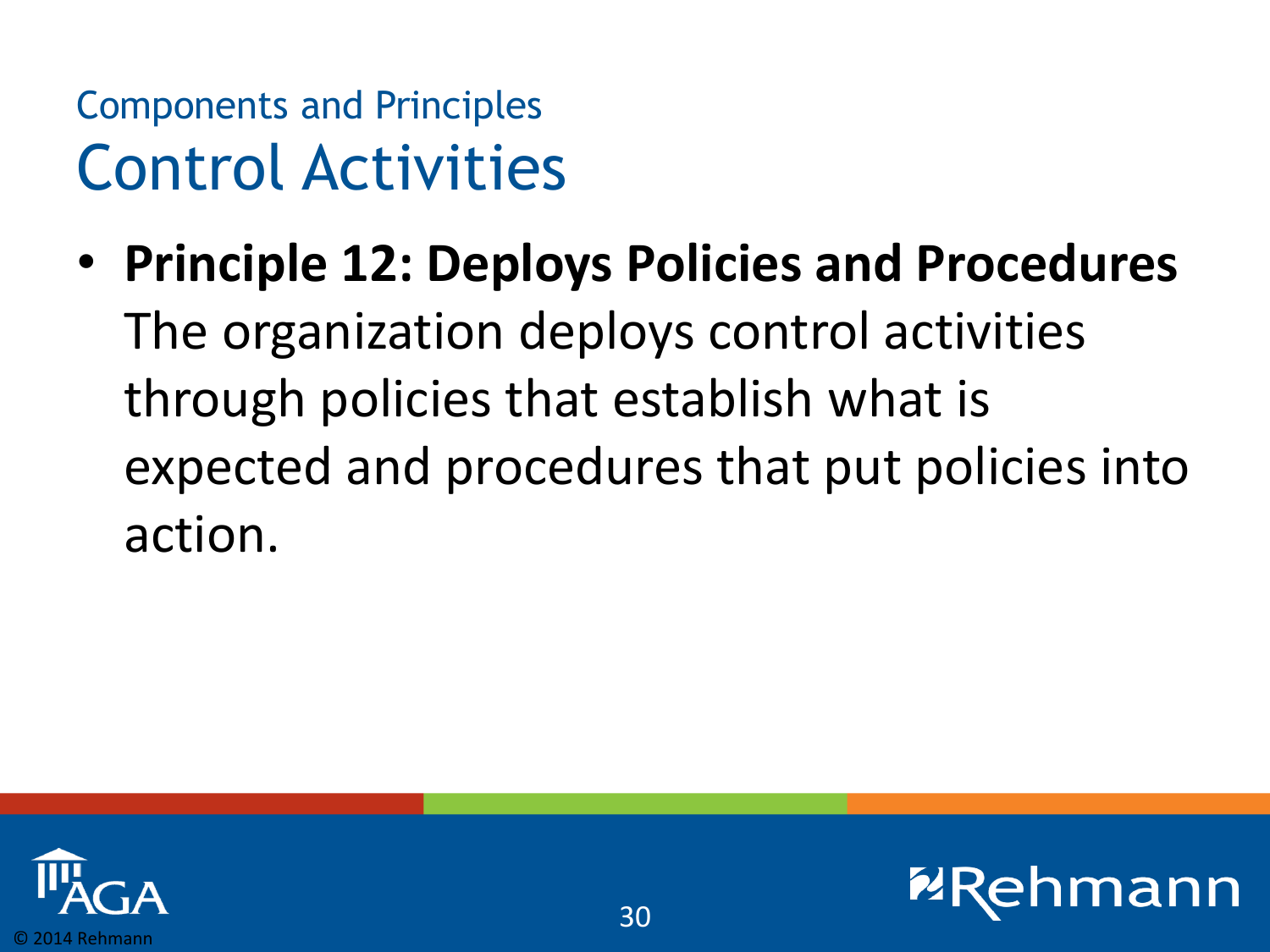Components and Principles

# Control Activities

- **Principle 12: Deploys Policies and Procedures** The organization deploys control activities through policies that establish what is expected and procedures that put policies into action.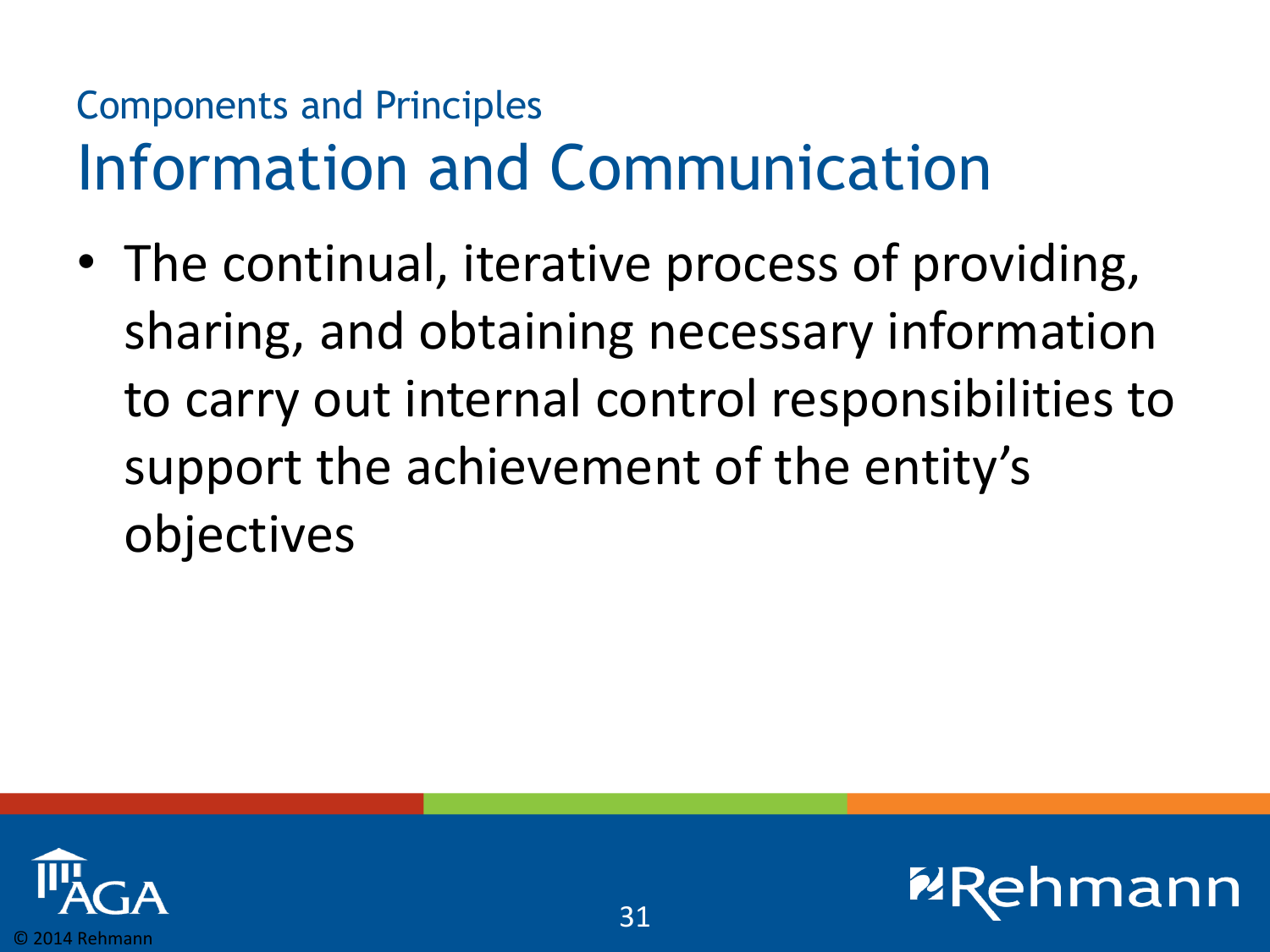## Components and Principles

# Information and Communication

- The continual, iterative process of providing, sharing, and obtaining necessary information to carry out internal control responsibilities to support the achievement of the entity's objectives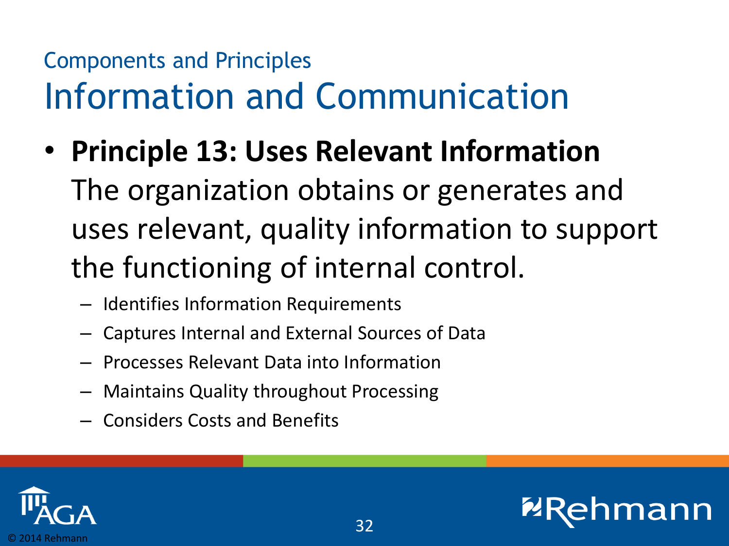## Components and Principles

# Information and Communication

- **Principle 13: Uses Relevant Information** The organization obtains or generates and uses relevant, quality information to support the functioning of internal control.
  - Identifies Information Requirements
  - Captures Internal and External Sources of Data
  - Processes Relevant Data into Information
  - Maintains Quality throughout Processing
  - Considers Costs and Benefits

© 2014 Rehmann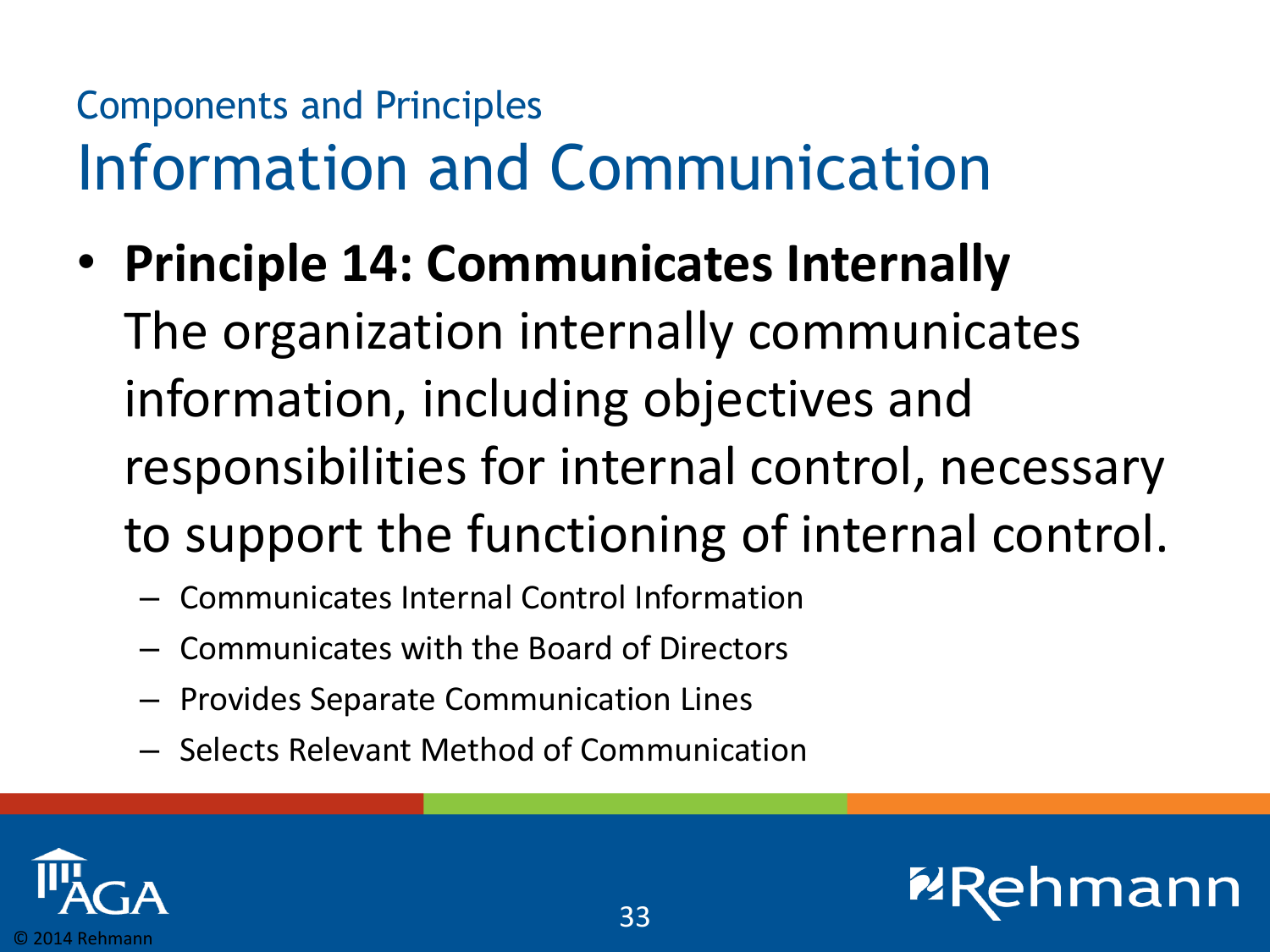Components and Principles

# Information and Communication

- **Principle 14: Communicates Internally**
  The organization internally communicates information, including objectives and responsibilities for internal control, necessary to support the functioning of internal control.
  - Communicates Internal Control Information
  - Communicates with the Board of Directors
  - Provides Separate Communication Lines
  - Selects Relevant Method of Communication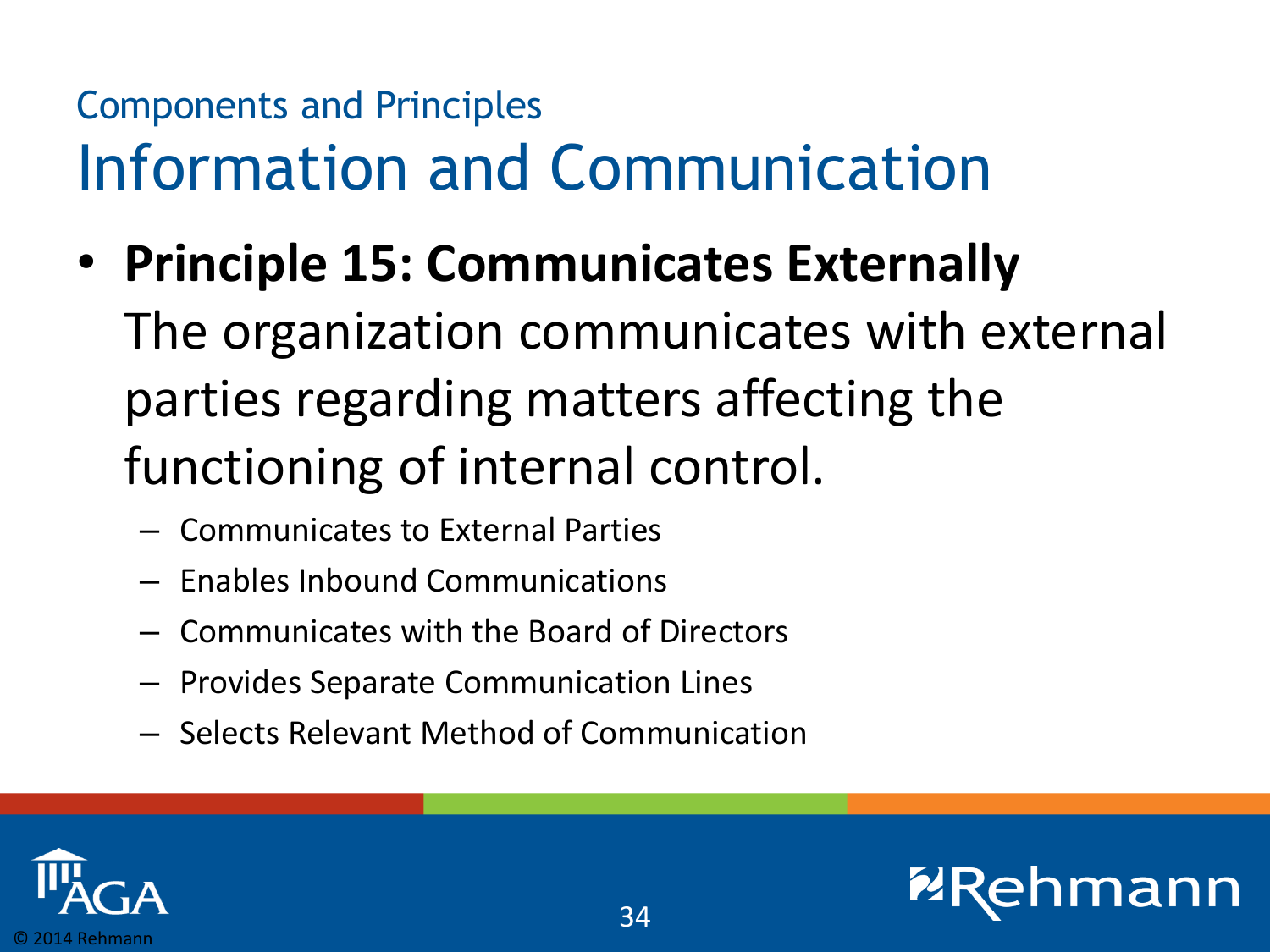Components and Principles

# Information and Communication

- **Principle 15: Communicates Externally**
  The organization communicates with external parties regarding matters affecting the functioning of internal control.
  - Communicates to External Parties
  - Enables Inbound Communications
  - Communicates with the Board of Directors
  - Provides Separate Communication Lines
  - Selects Relevant Method of Communication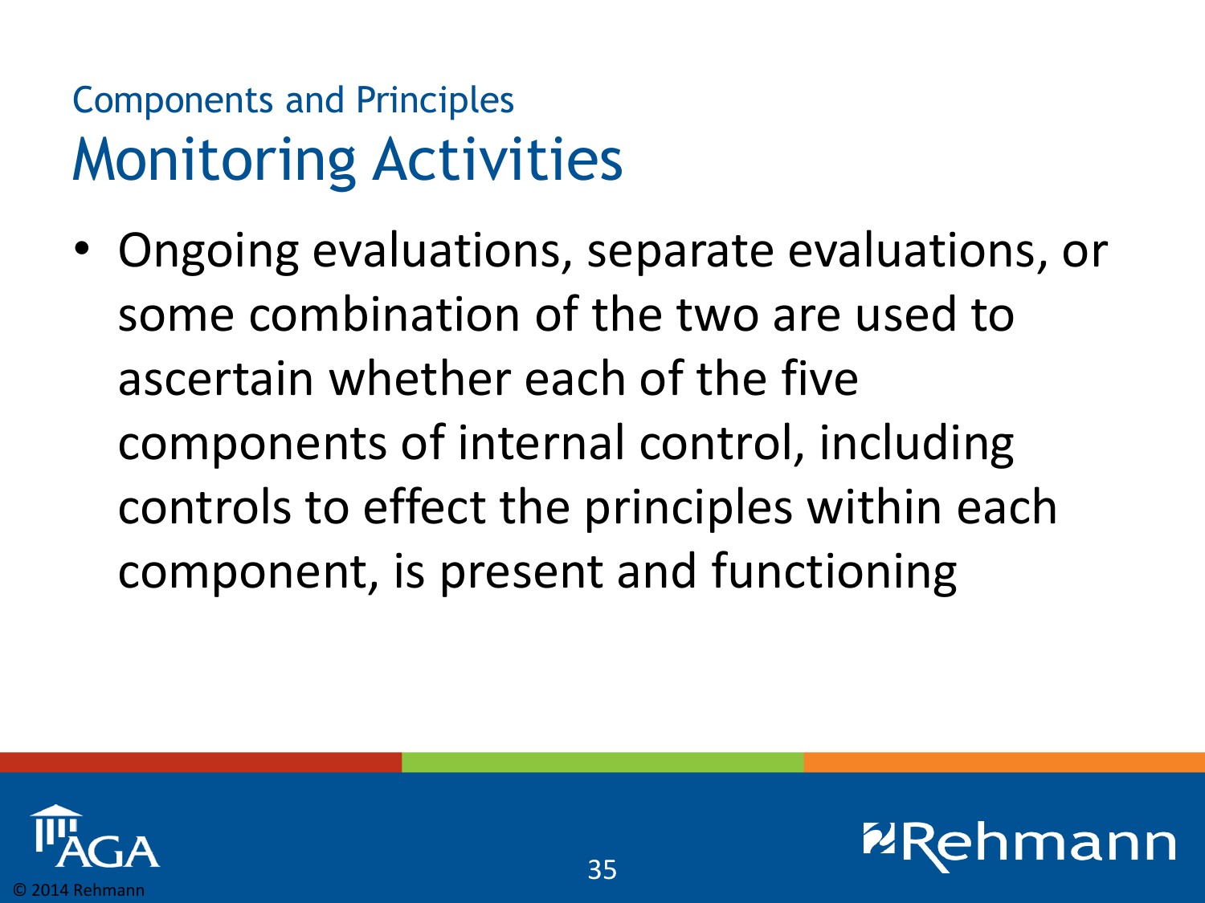## Components and Principles

# Monitoring Activities

- Ongoing evaluations, separate evaluations, or some combination of the two are used to ascertain whether each of the five components of internal control, including controls to effect the principles within each component, is present and functioning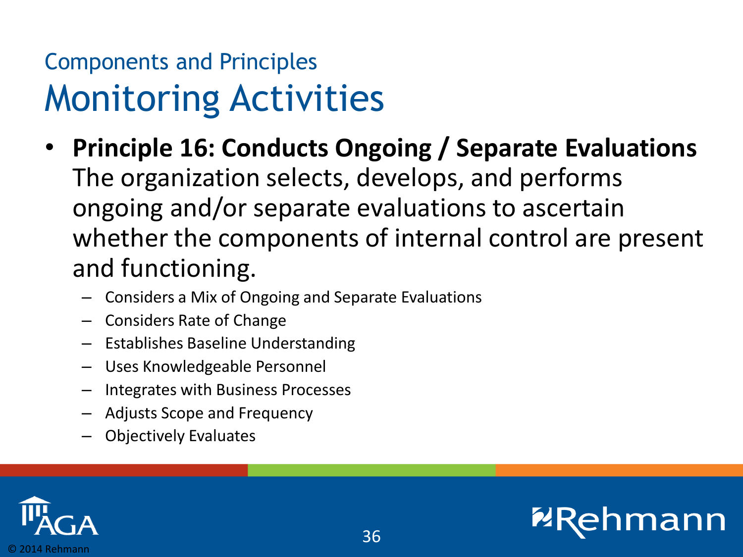## Components and Principles

# Monitoring Activities

- **Principle 16: Conducts Ongoing / Separate Evaluations** The organization selects, develops, and performs ongoing and/or separate evaluations to ascertain whether the components of internal control are present and functioning.
  - Considers a Mix of Ongoing and Separate Evaluations
  - Considers Rate of Change
  - Establishes Baseline Understanding
  - Uses Knowledgeable Personnel
  - Integrates with Business Processes
  - Adjusts Scope and Frequency
  - Objectively Evaluates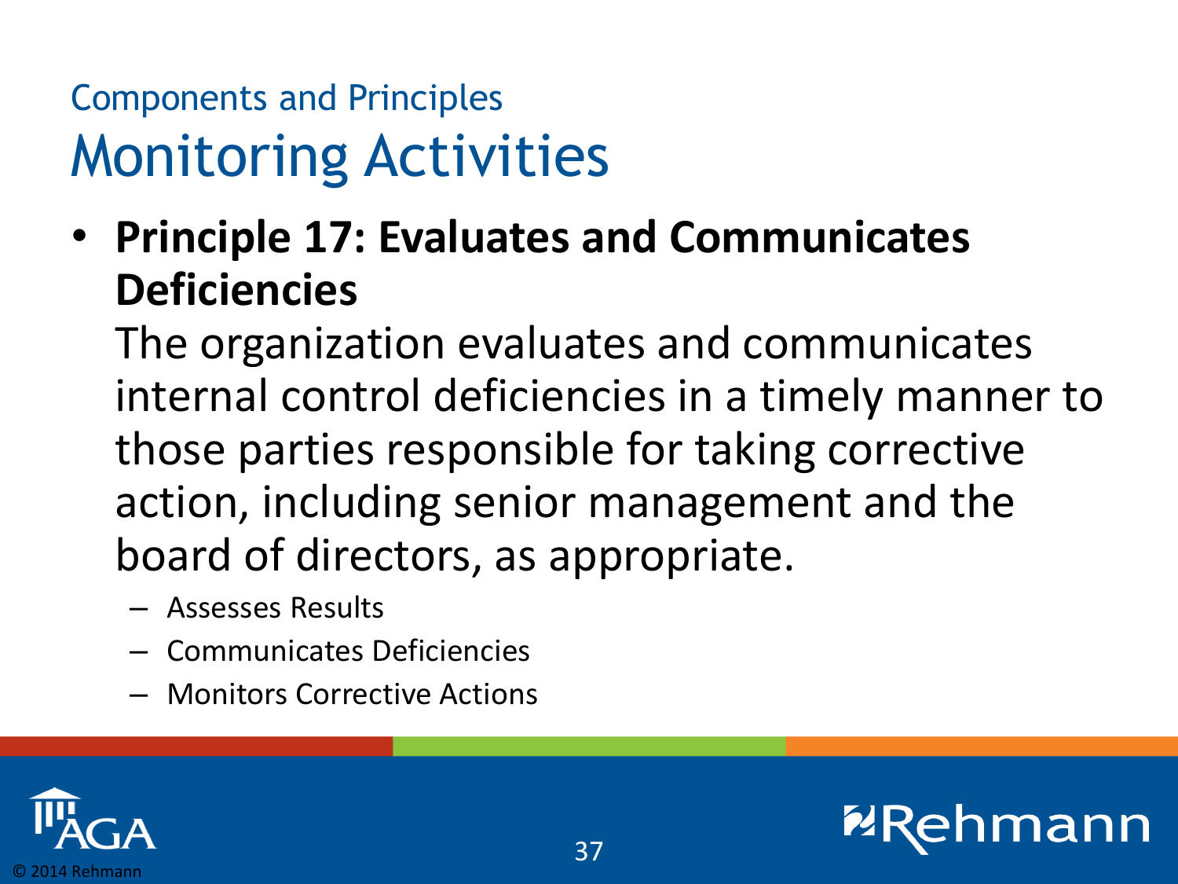## Components and Principles

# Monitoring Activities

- **Principle 17: Evaluates and Communicates Deficiencies**
  The organization evaluates and communicates internal control deficiencies in a timely manner to those parties responsible for taking corrective action, including senior management and the board of directors, as appropriate.
  - Assesses Results
  - Communicates Deficiencies
  - Monitors Corrective Actions

© 2014 Rehmann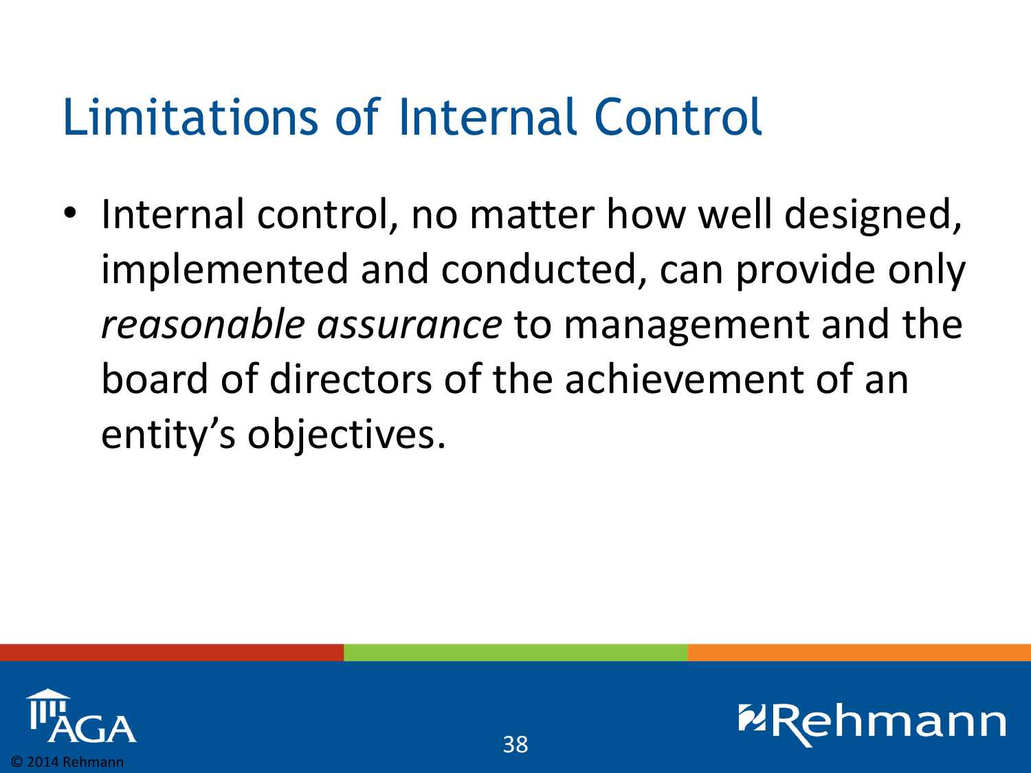# Limitations of Internal Control

- Internal control, no matter how well designed, implemented and conducted, can provide only *reasonable assurance* to management and the board of directors of the achievement of an entity's objectives.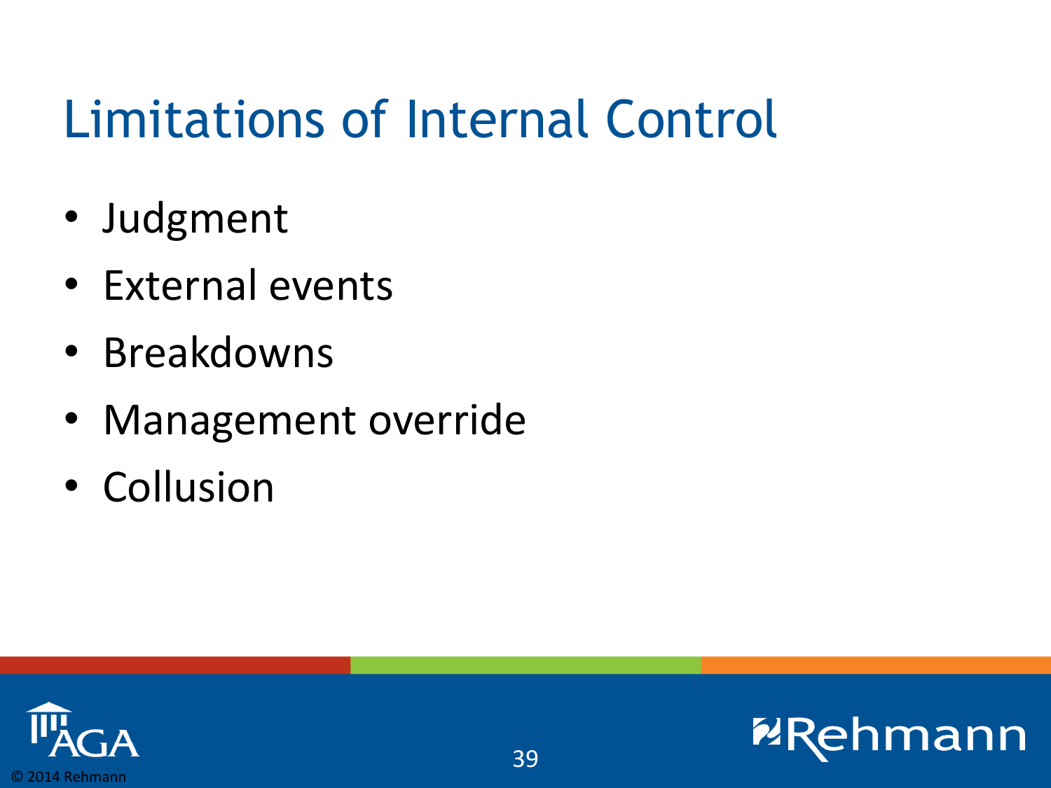# Limitations of Internal Control

- Judgment
- External events
- Breakdowns
- Management override
- Collusion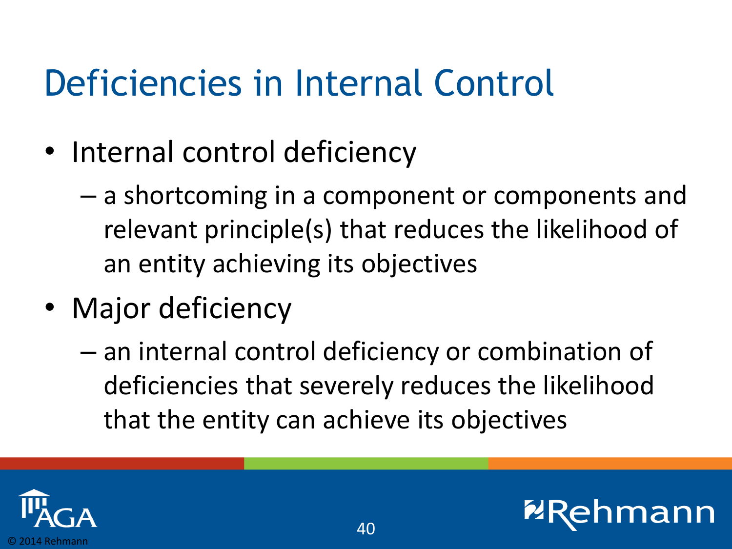# Deficiencies in Internal Control

- Internal control deficiency
  - a shortcoming in a component or components and relevant principle(s) that reduces the likelihood of an entity achieving its objectives
- Major deficiency
  - an internal control deficiency or combination of deficiencies that severely reduces the likelihood that the entity can achieve its objectives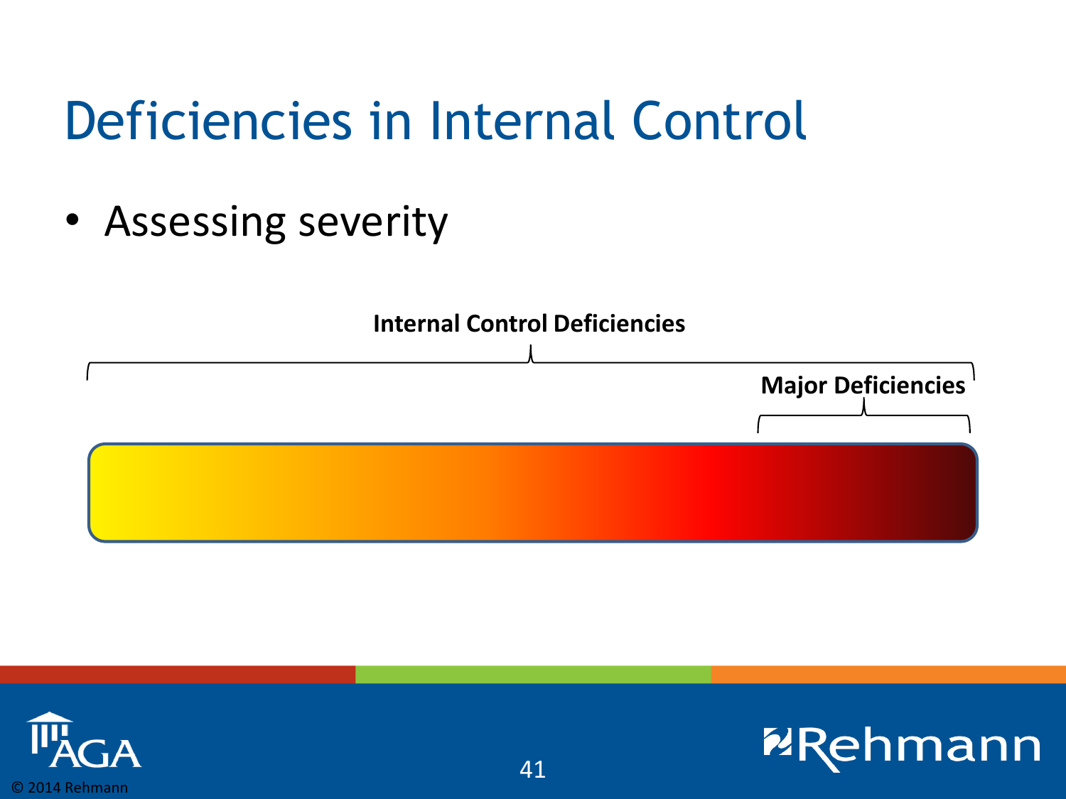# Deficiencies in Internal Control

- Assessing severity

**Internal Control Deficiencies**

**Major Deficiencies**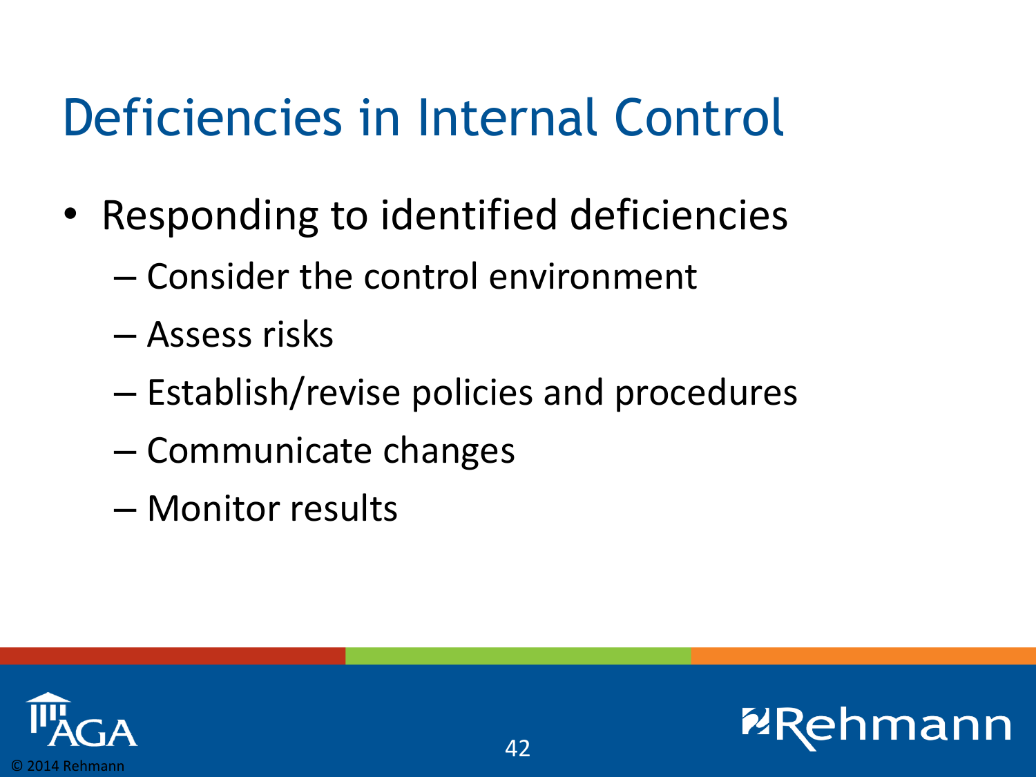# Deficiencies in Internal Control

- Responding to identified deficiencies
  - Consider the control environment
  - Assess risks
  - Establish/revise policies and procedures
  - Communicate changes
  - Monitor results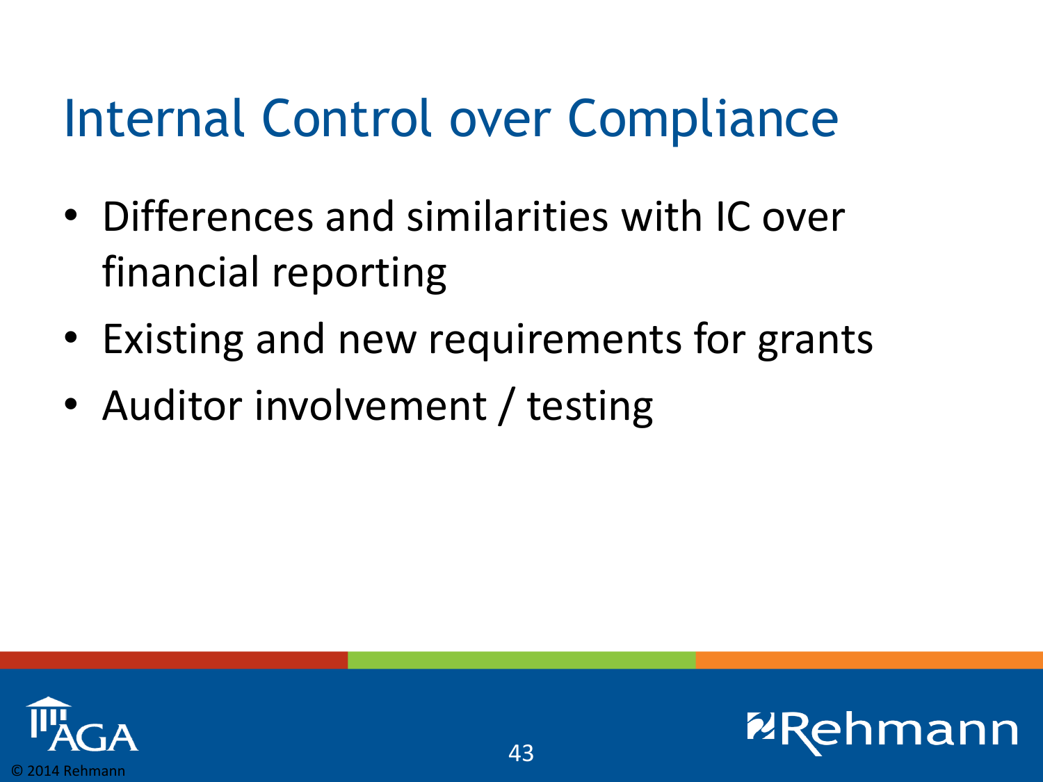# Internal Control over Compliance

- Differences and similarities with IC over financial reporting
- Existing and new requirements for grants
- Auditor involvement / testing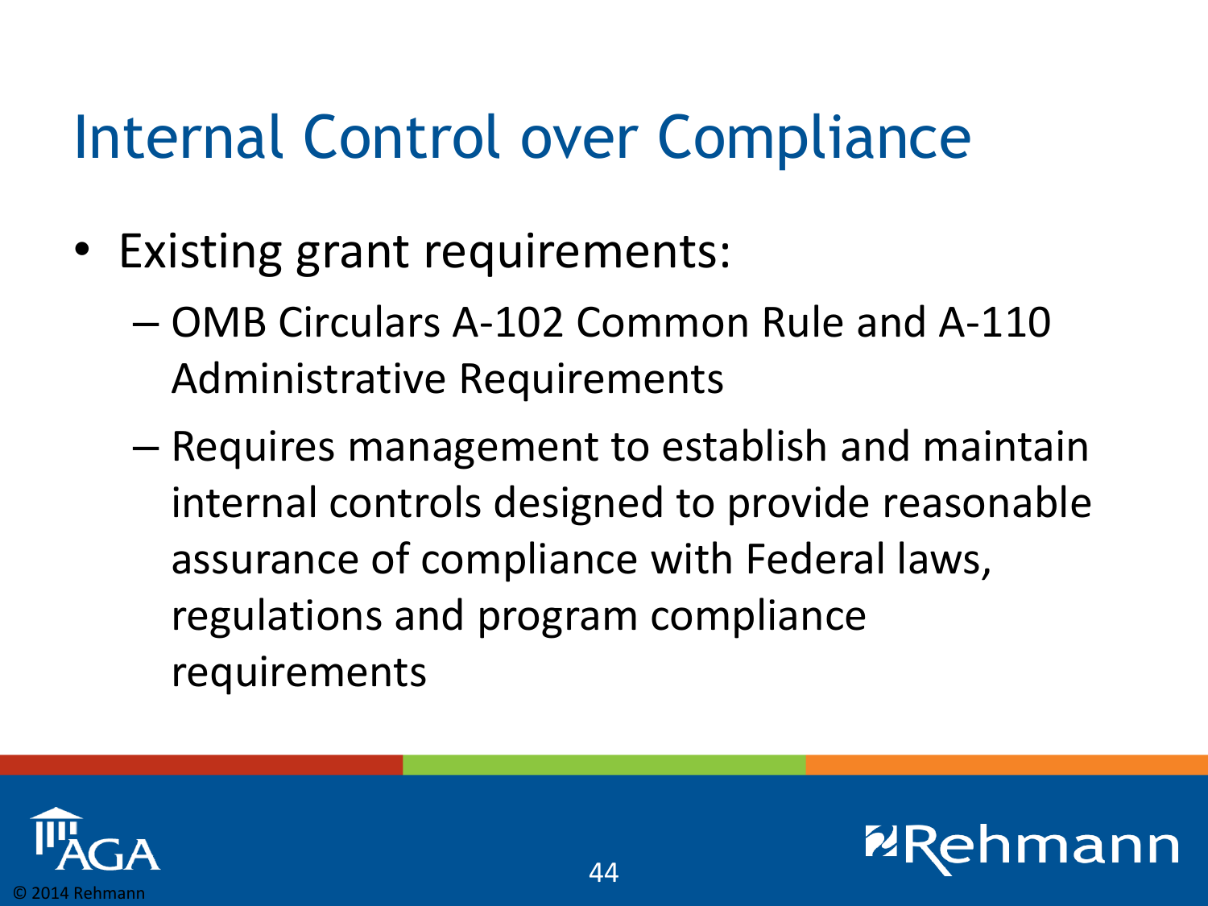# Internal Control over Compliance

- Existing grant requirements:
  - OMB Circulars A-102 Common Rule and A-110 Administrative Requirements
  - Requires management to establish and maintain internal controls designed to provide reasonable assurance of compliance with Federal laws, regulations and program compliance requirements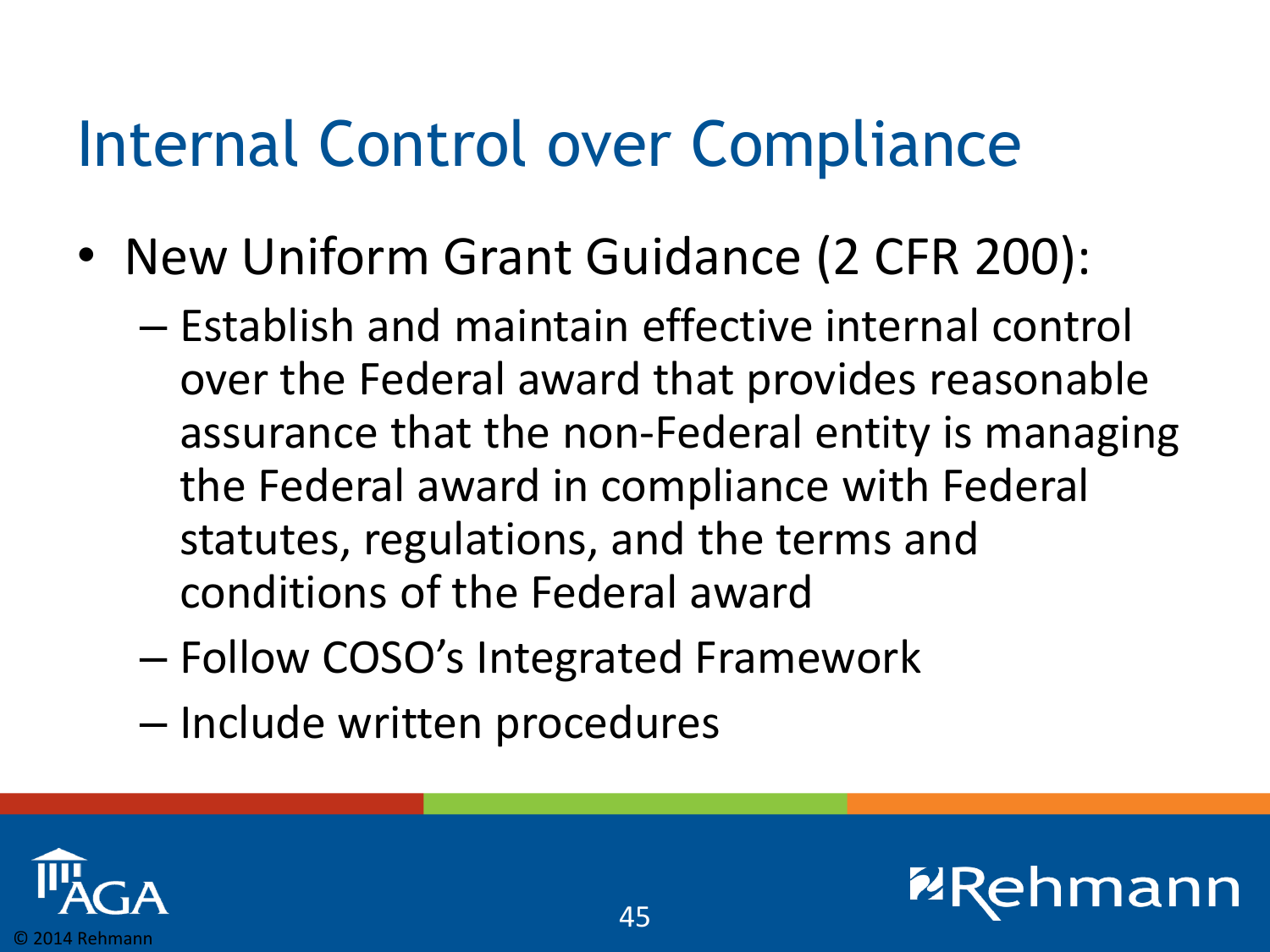# Internal Control over Compliance

- New Uniform Grant Guidance (2 CFR 200):
  - Establish and maintain effective internal control over the Federal award that provides reasonable assurance that the non-Federal entity is managing the Federal award in compliance with Federal statutes, regulations, and the terms and conditions of the Federal award
  - Follow COSO's Integrated Framework
  - Include written procedures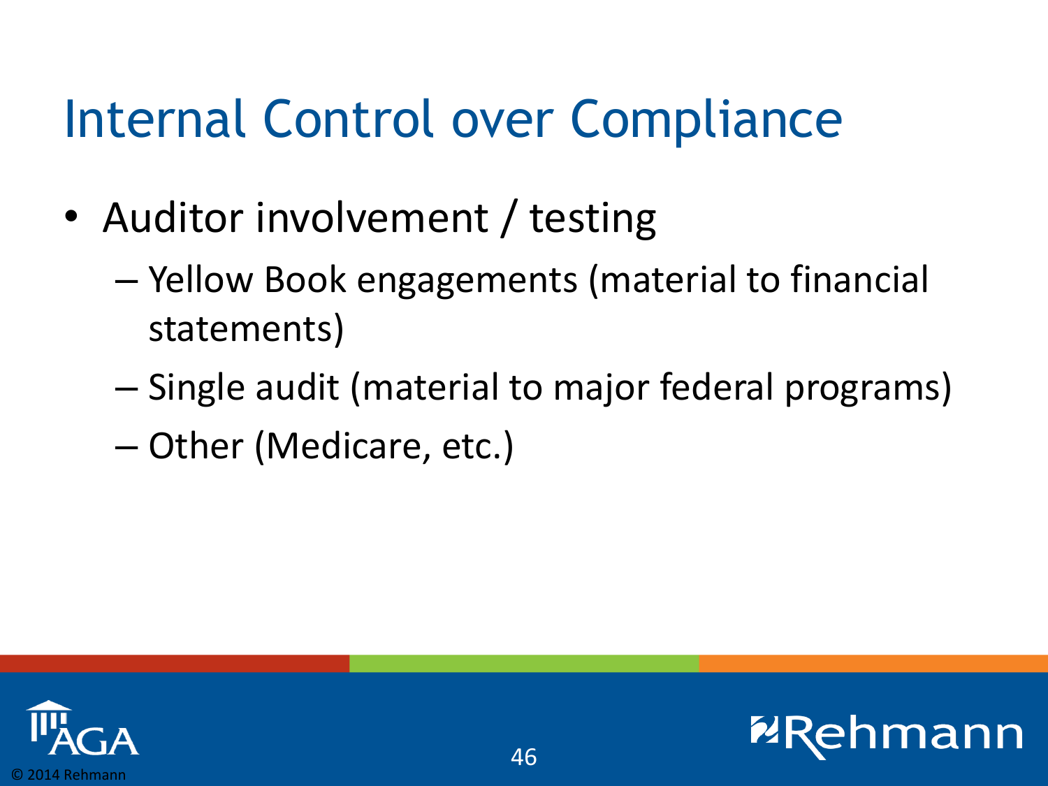# Internal Control over Compliance

- Auditor involvement / testing
  - Yellow Book engagements (material to financial statements)
  - Single audit (material to major federal programs)
  - Other (Medicare, etc.)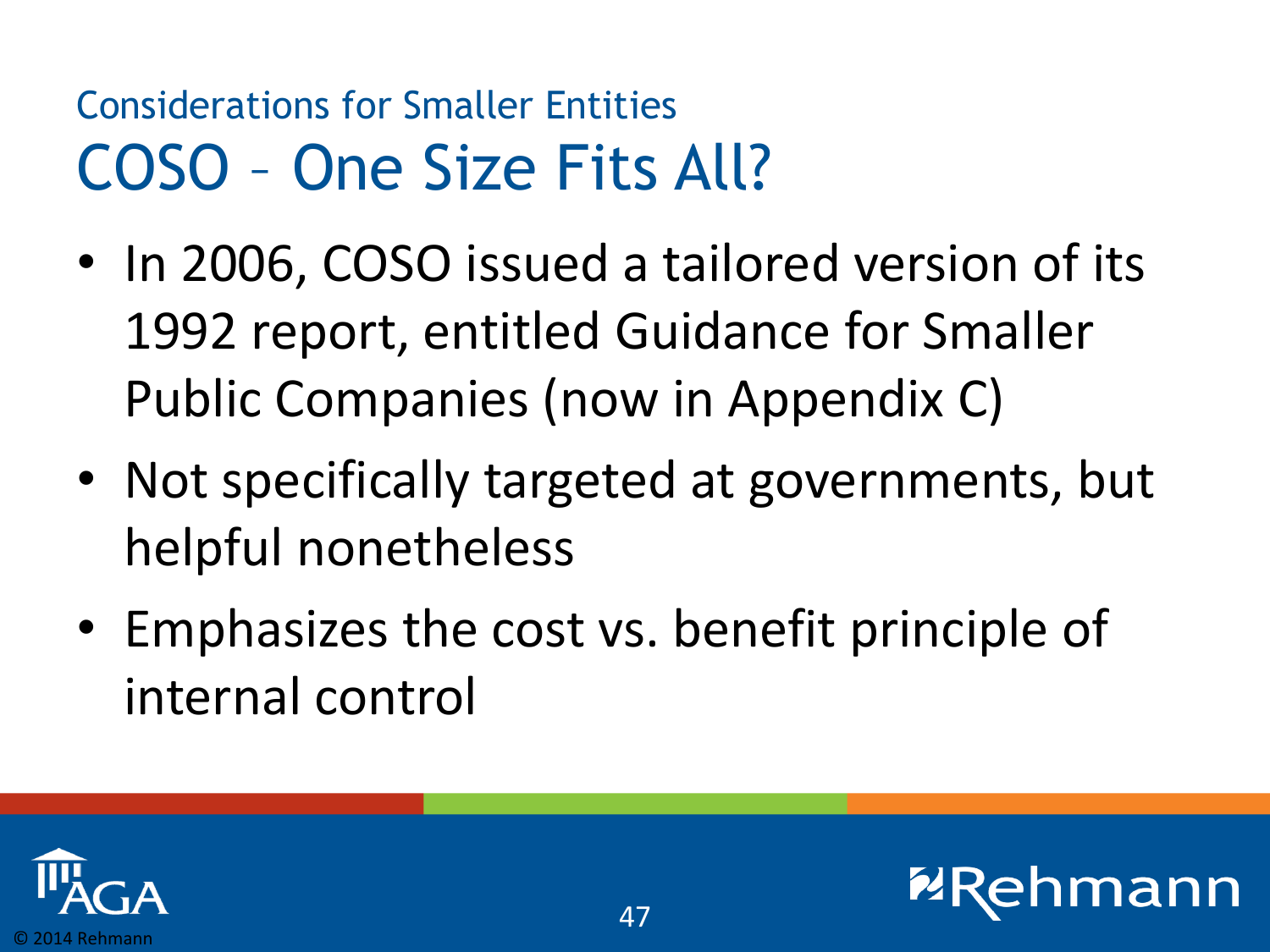## Considerations for Smaller Entities

# COSO – One Size Fits All?

- In 2006, COSO issued a tailored version of its 1992 report, entitled Guidance for Smaller Public Companies (now in Appendix C)
- Not specifically targeted at governments, but helpful nonetheless
- Emphasizes the cost vs. benefit principle of internal control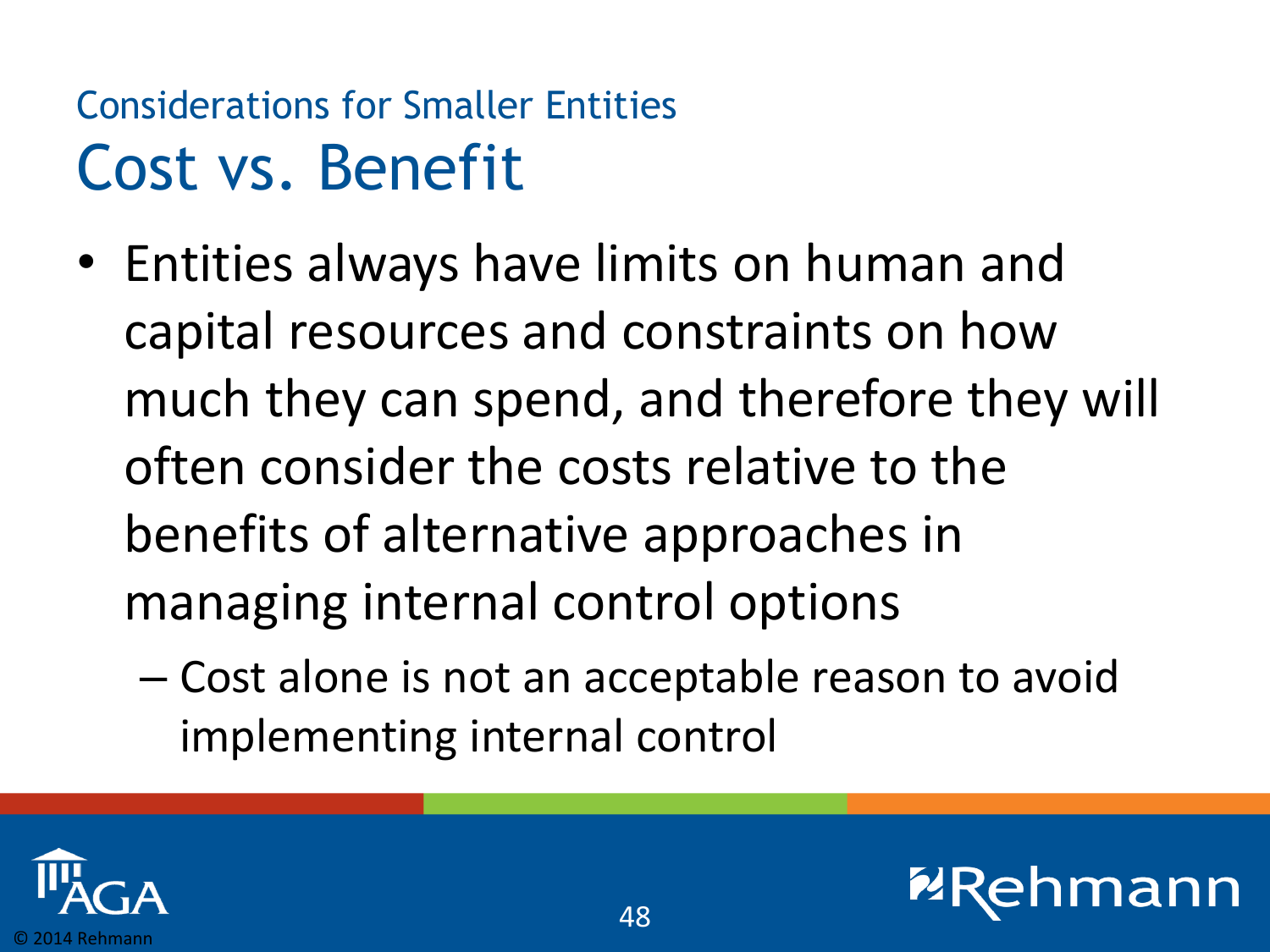## Considerations for Smaller Entities

# Cost vs. Benefit

- Entities always have limits on human and capital resources and constraints on how much they can spend, and therefore they will often consider the costs relative to the benefits of alternative approaches in managing internal control options
  - Cost alone is not an acceptable reason to avoid implementing internal control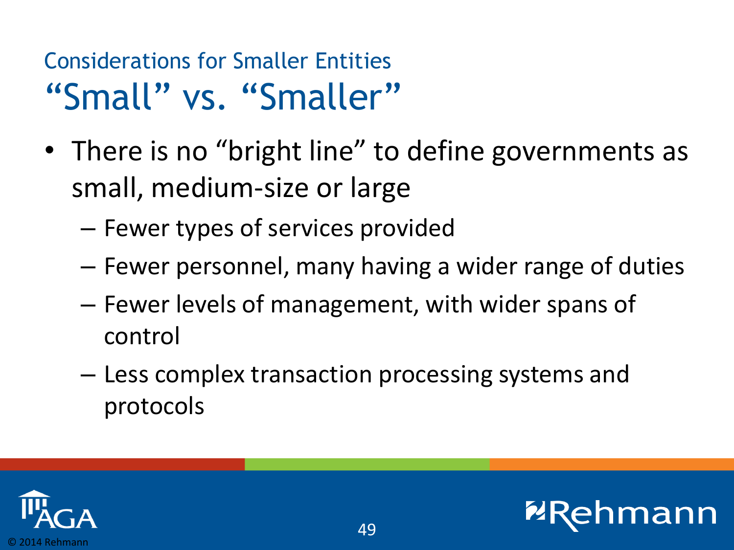## Considerations for Smaller Entities

# "Small" vs. "Smaller"

- There is no "bright line" to define governments as small, medium-size or large
  - Fewer types of services provided
  - Fewer personnel, many having a wider range of duties
  - Fewer levels of management, with wider spans of control
  - Less complex transaction processing systems and protocols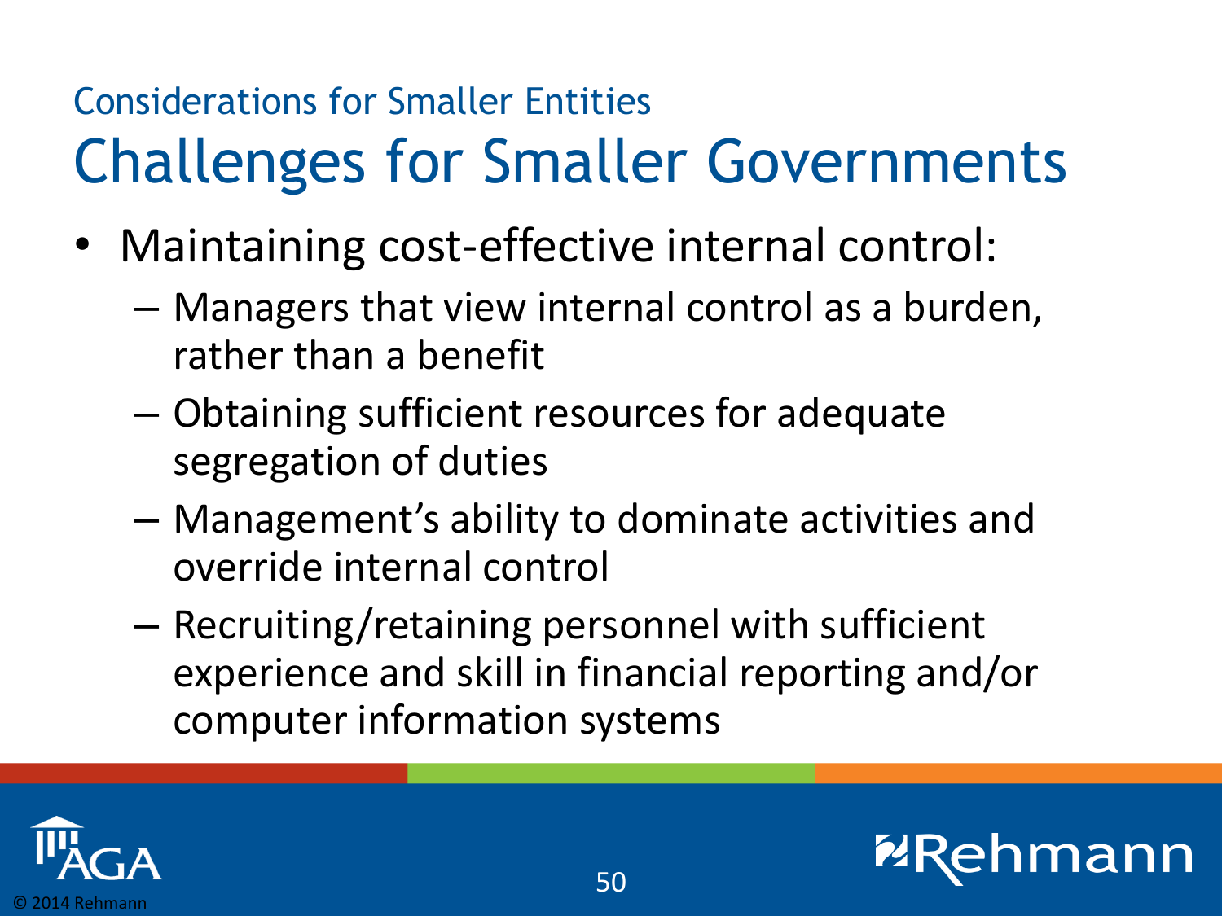### Considerations for Smaller Entities

# Challenges for Smaller Governments

- Maintaining cost-effective internal control:
  - Managers that view internal control as a burden, rather than a benefit
  - Obtaining sufficient resources for adequate segregation of duties
  - Management's ability to dominate activities and override internal control
  - Recruiting/retaining personnel with sufficient experience and skill in financial reporting and/or computer information systems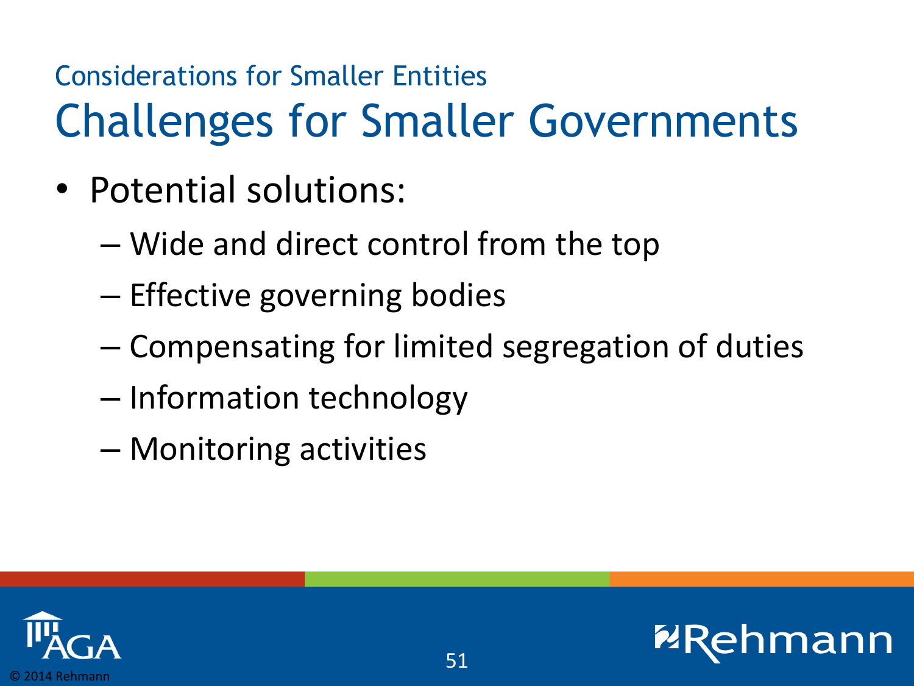### Considerations for Smaller Entities

# Challenges for Smaller Governments

- Potential solutions:
  - Wide and direct control from the top
  - Effective governing bodies
  - Compensating for limited segregation of duties
  - Information technology
  - Monitoring activities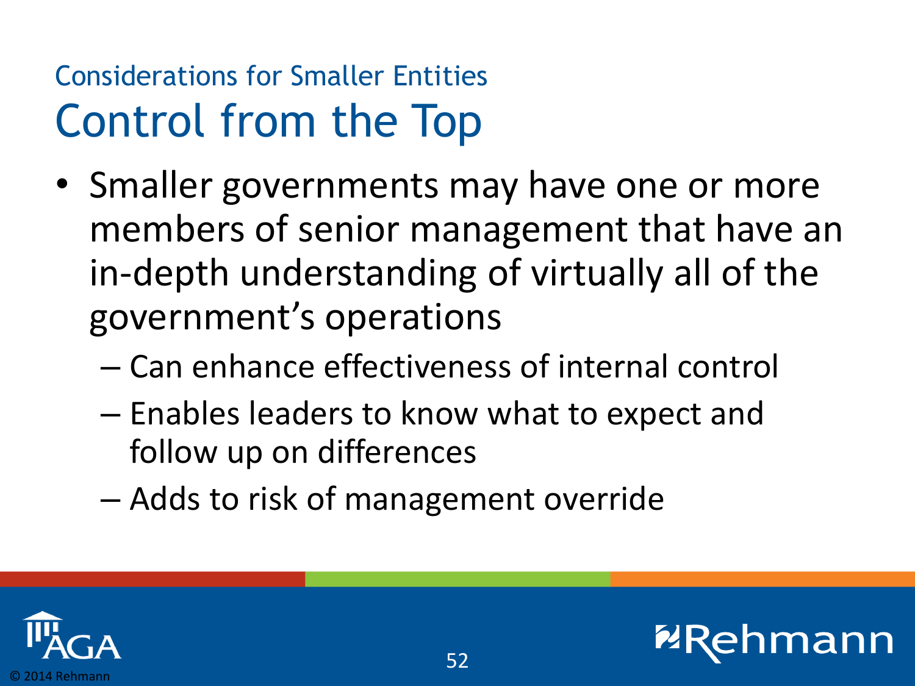## Considerations for Smaller Entities

# Control from the Top

- Smaller governments may have one or more members of senior management that have an in-depth understanding of virtually all of the government's operations
  - Can enhance effectiveness of internal control
  - Enables leaders to know what to expect and follow up on differences
  - Adds to risk of management override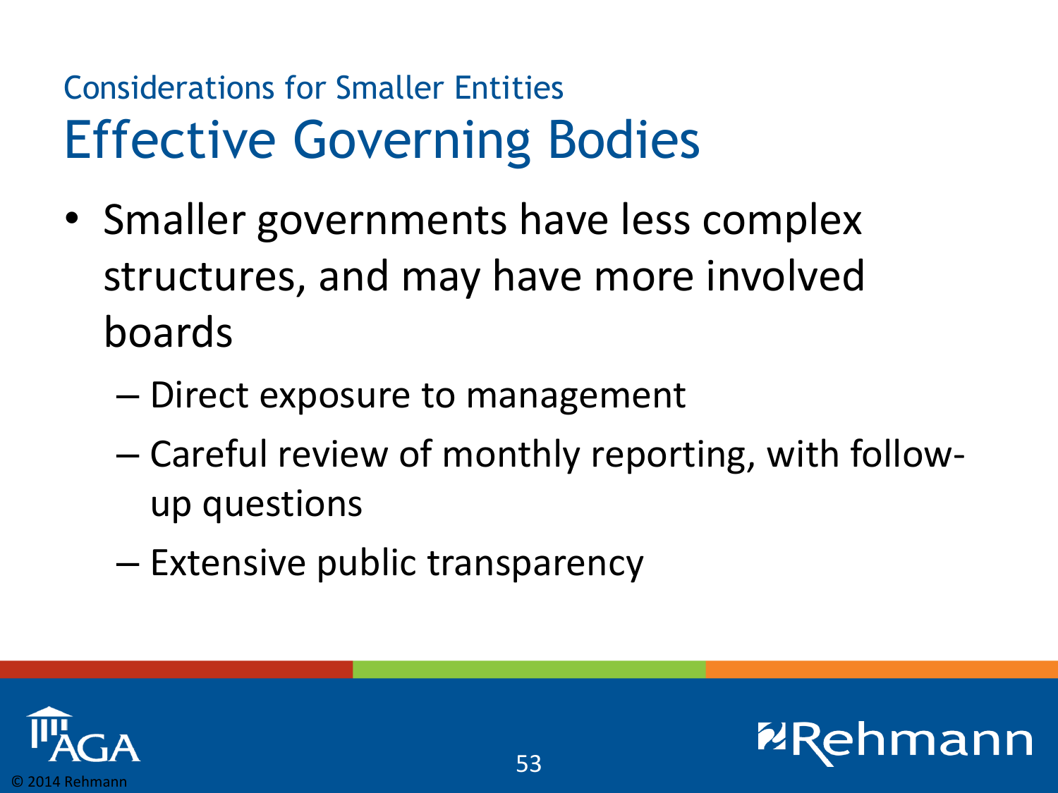## Considerations for Smaller Entities

# Effective Governing Bodies

- Smaller governments have less complex structures, and may have more involved boards
  - Direct exposure to management
  - Careful review of monthly reporting, with follow-up questions
  - Extensive public transparency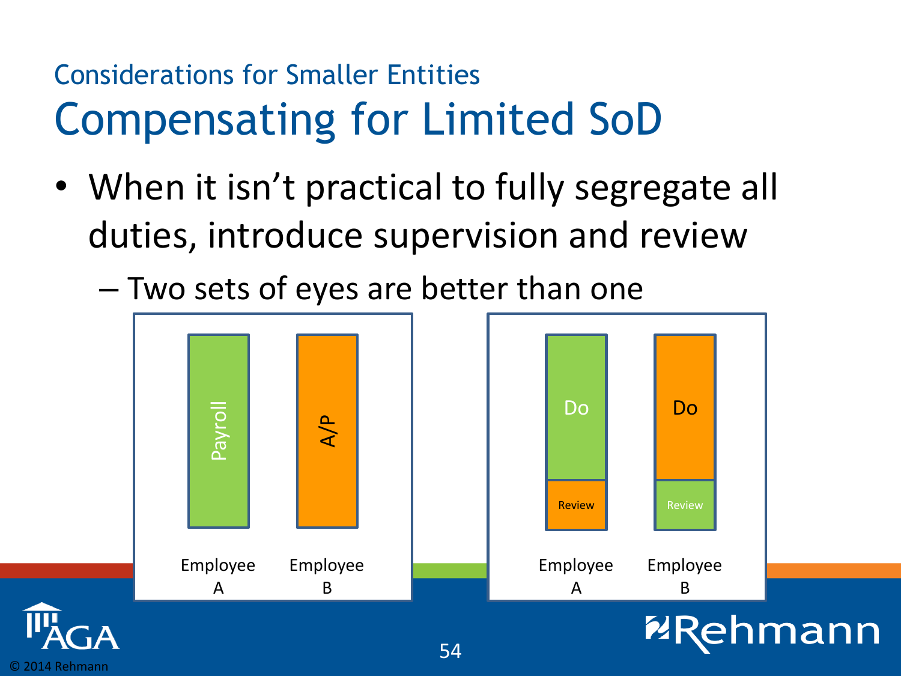## Considerations for Smaller Entities

# Compensating for Limited SoD

- When it isn't practical to fully segregate all duties, introduce supervision and review
  - Two sets of eyes are better than one

| Employee A | Employee B |
|---|---|
| Payroll | A/P |

| Employee A | Employee B |
|---|---|
| Do | Do |
| Review | Review |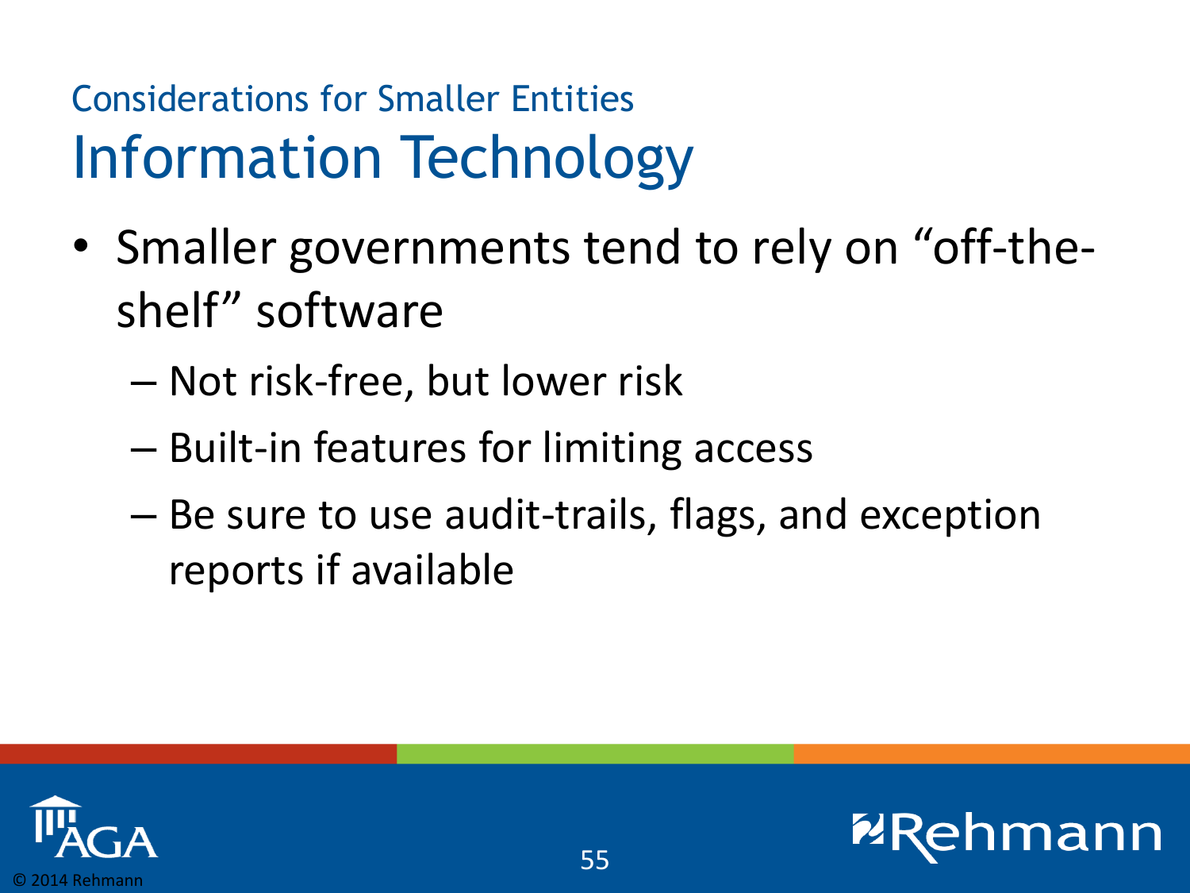### Considerations for Smaller Entities

# Information Technology

- Smaller governments tend to rely on "off-the-shelf" software
  - Not risk-free, but lower risk
  - Built-in features for limiting access
  - Be sure to use audit-trails, flags, and exception reports if available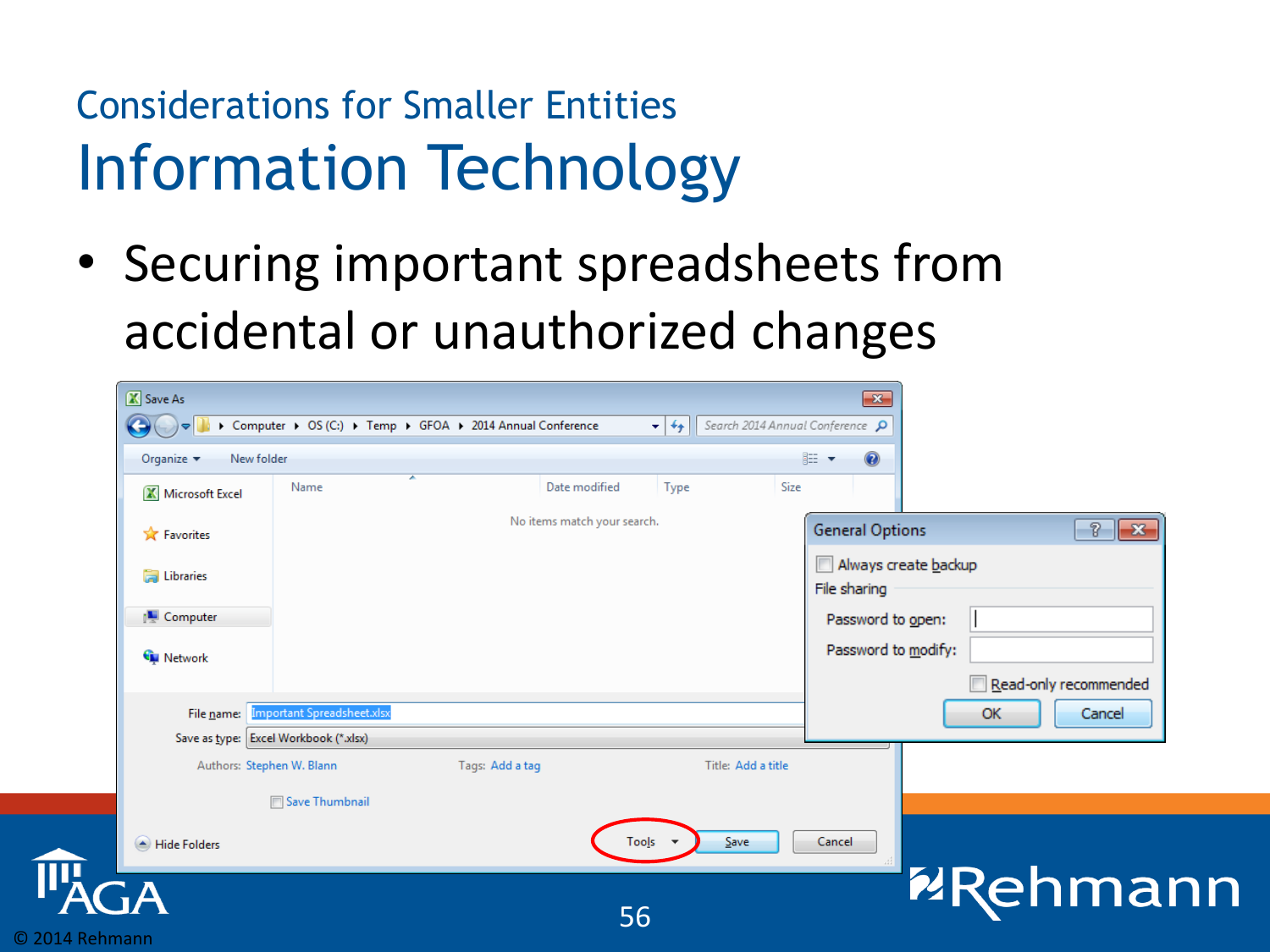## Considerations for Smaller Entities

# Information Technology

- Securing important spreadsheets from accidental or unauthorized changes

Save As

Computer ▸ OS (C:) ▸ Temp ▸ GFOA ▸ 2014 Annual Conference

Search 2014 Annual Conference

Organize ▾ New folder

Microsoft Excel

Favorites

Libraries

Computer

Network

Name | Date modified | Type | Size

No items match your search.

File name: Important Spreadsheet.xlsx

Save as type: Excel Workbook (*.xlsx)

Authors: Stephen W. Blann Tags: Add a tag Title: Add a title

Save Thumbnail

Hide Folders Tools ▾ Save Cancel

General Options

Always create backup

File sharing

Password to open:

Password to modify:

Read-only recommended

OK Cancel

© 2014 Rehmann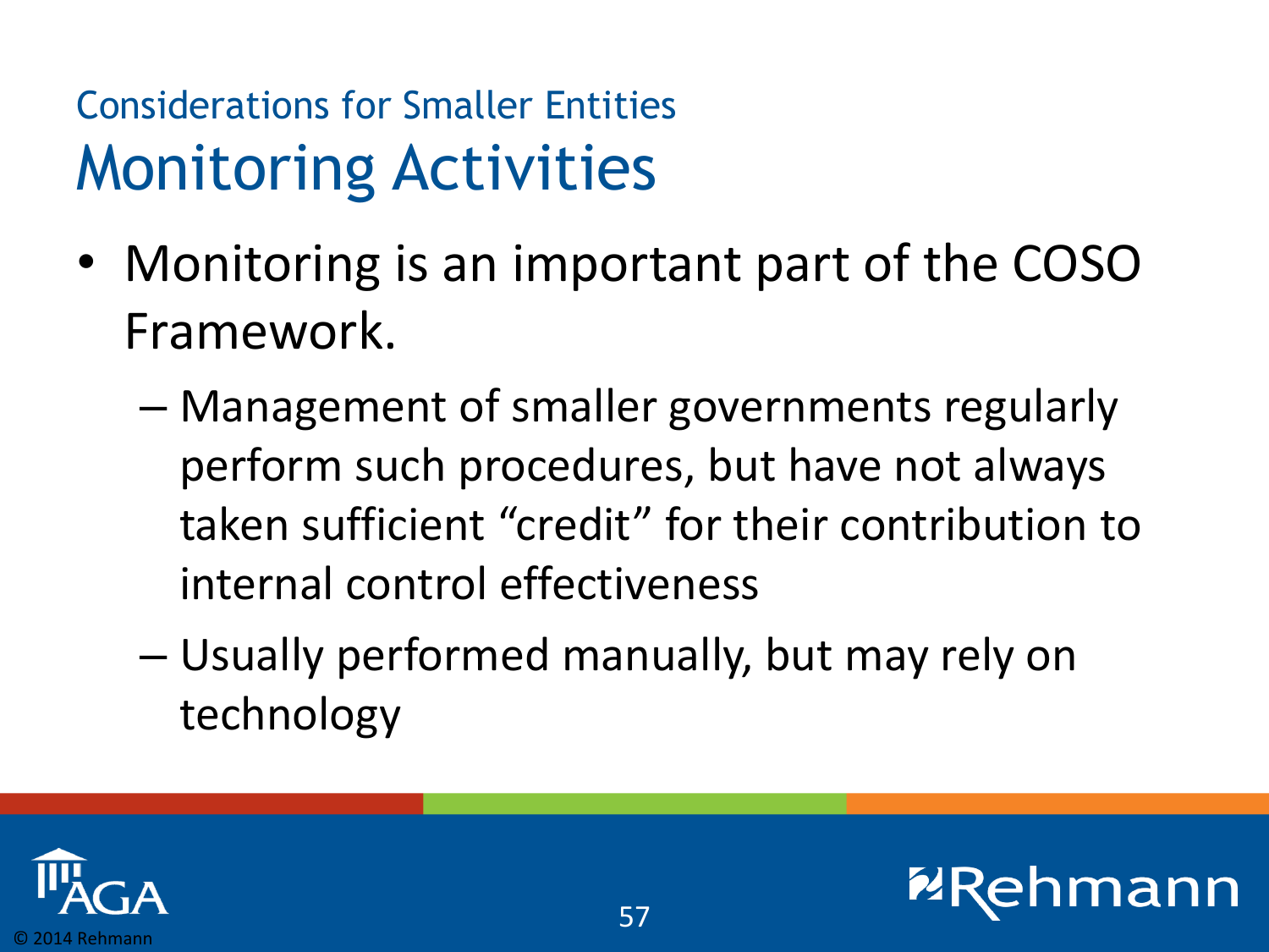## Considerations for Smaller Entities

# Monitoring Activities

- Monitoring is an important part of the COSO Framework.
  - Management of smaller governments regularly perform such procedures, but have not always taken sufficient "credit" for their contribution to internal control effectiveness
  - Usually performed manually, but may rely on technology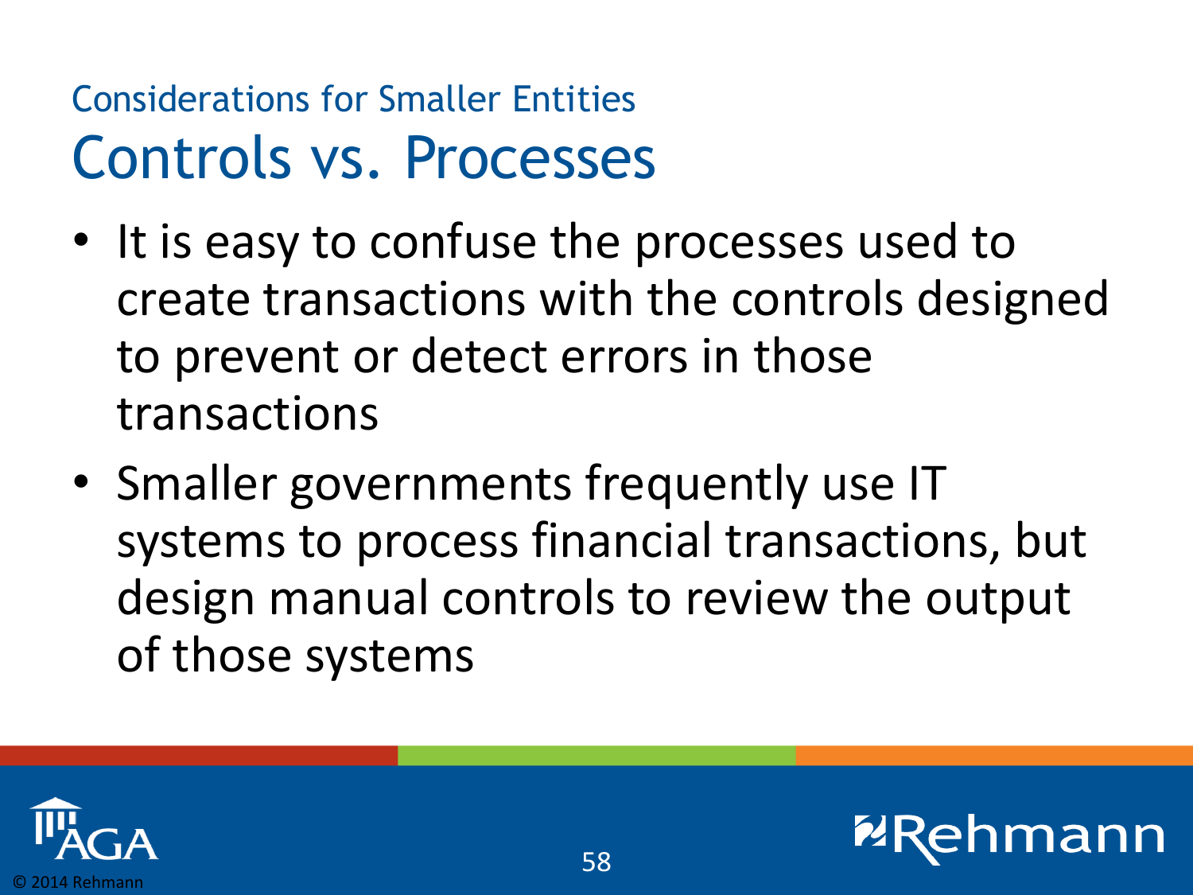## Considerations for Smaller Entities

# Controls vs. Processes

- It is easy to confuse the processes used to create transactions with the controls designed to prevent or detect errors in those transactions
- Smaller governments frequently use IT systems to process financial transactions, but design manual controls to review the output of those systems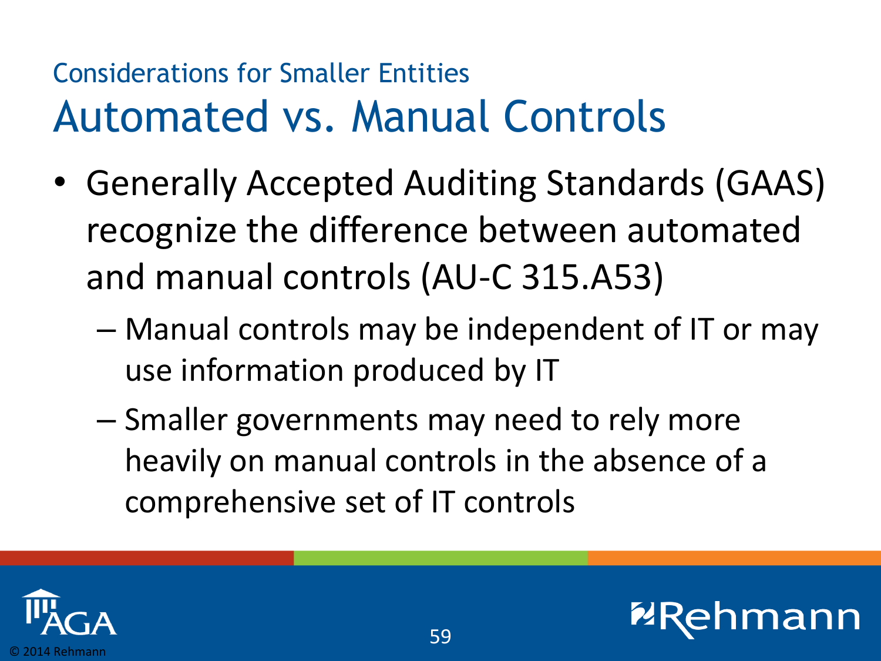## Considerations for Smaller Entities

# Automated vs. Manual Controls

- Generally Accepted Auditing Standards (GAAS) recognize the difference between automated and manual controls (AU-C 315.A53)
  - Manual controls may be independent of IT or may use information produced by IT
  - Smaller governments may need to rely more heavily on manual controls in the absence of a comprehensive set of IT controls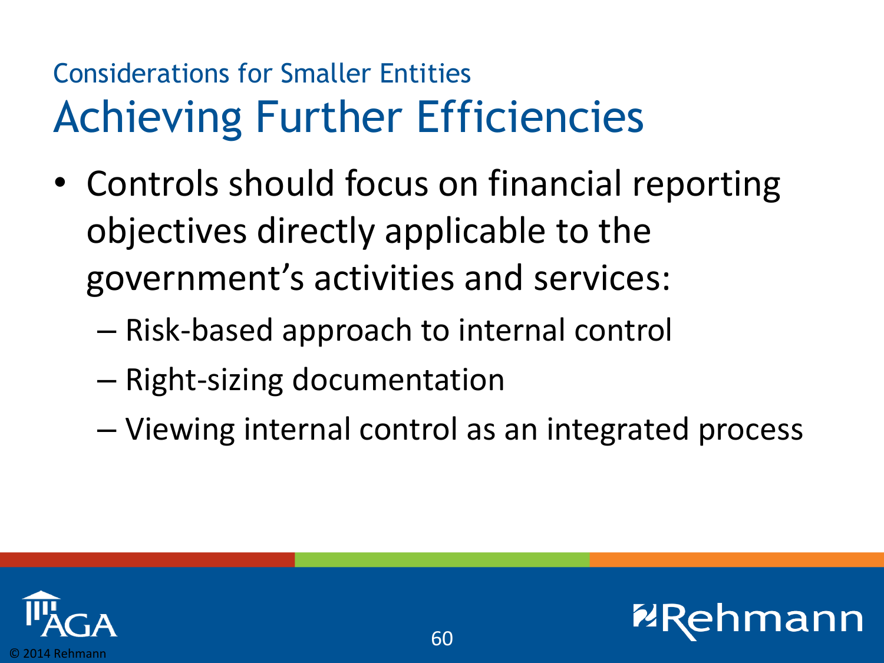## Considerations for Smaller Entities

# Achieving Further Efficiencies

- Controls should focus on financial reporting objectives directly applicable to the government's activities and services:
  - Risk-based approach to internal control
  - Right-sizing documentation
  - Viewing internal control as an integrated process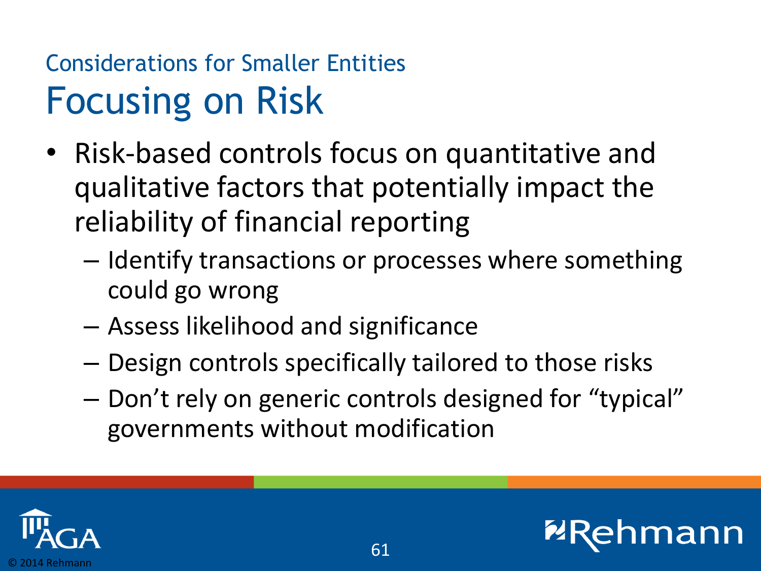## Considerations for Smaller Entities

# Focusing on Risk

- Risk-based controls focus on quantitative and qualitative factors that potentially impact the reliability of financial reporting
  - Identify transactions or processes where something could go wrong
  - Assess likelihood and significance
  - Design controls specifically tailored to those risks
  - Don't rely on generic controls designed for "typical" governments without modification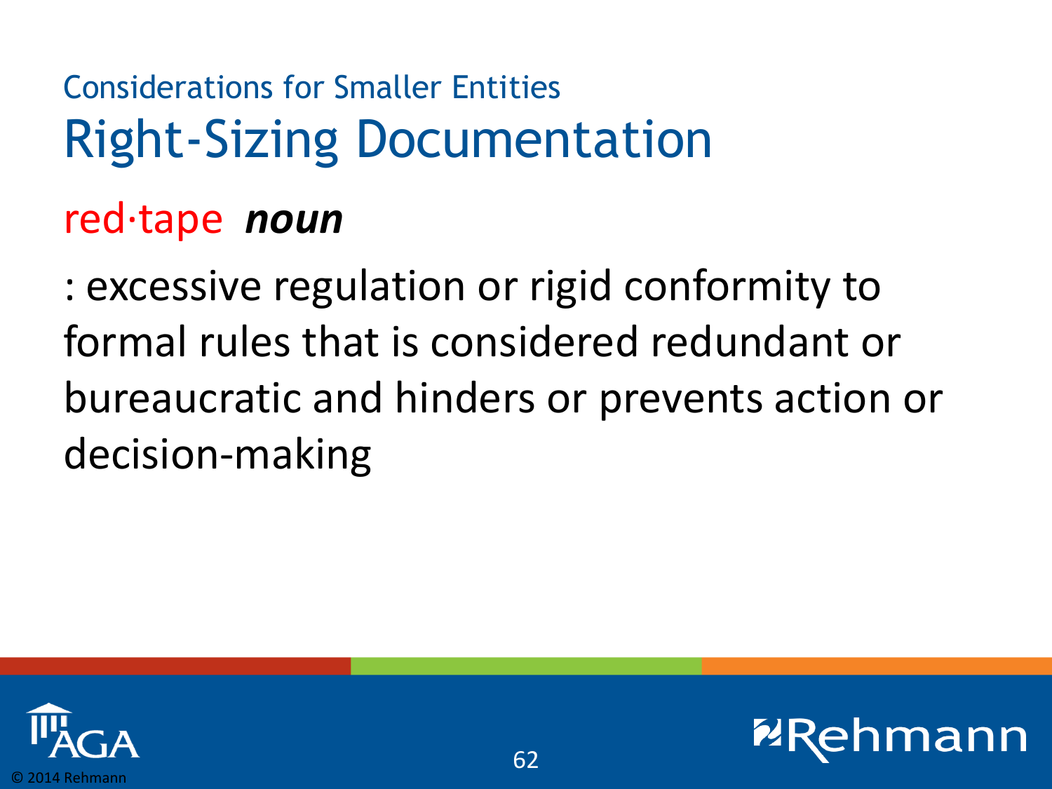## Considerations for Smaller Entities

# Right-Sizing Documentation

red·tape ***noun***

: excessive regulation or rigid conformity to formal rules that is considered redundant or bureaucratic and hinders or prevents action or decision-making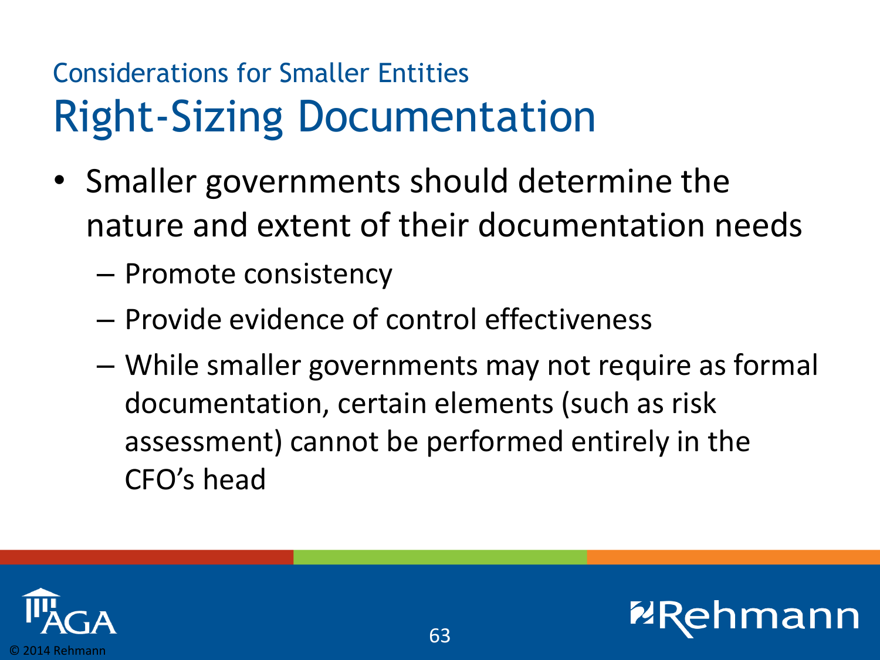## Considerations for Smaller Entities

# Right-Sizing Documentation

- Smaller governments should determine the nature and extent of their documentation needs
  - Promote consistency
  - Provide evidence of control effectiveness
  - While smaller governments may not require as formal documentation, certain elements (such as risk assessment) cannot be performed entirely in the CFO's head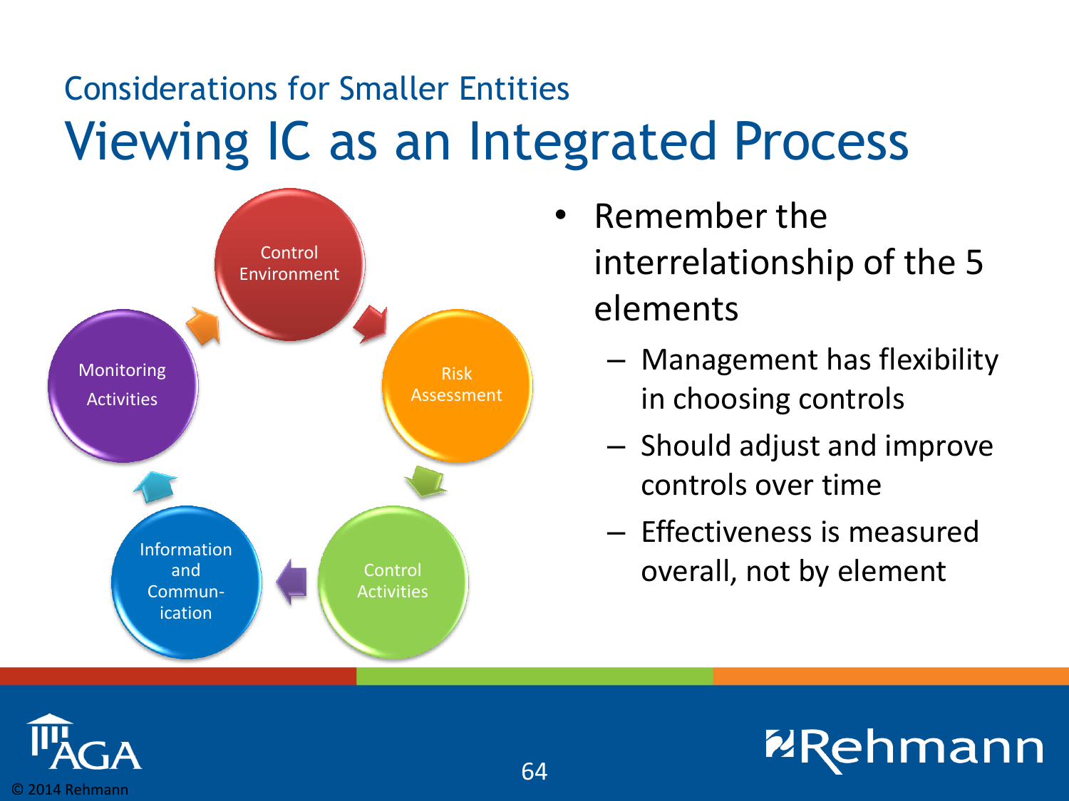## Considerations for Smaller Entities

# Viewing IC as an Integrated Process

Control Environment

Risk Assessment

Control Activities

Information and Commun-ication

Monitoring Activities

- Remember the interrelationship of the 5 elements
  - Management has flexibility in choosing controls
  - Should adjust and improve controls over time
  - Effectiveness is measured overall, not by element

© 2014 Rehmann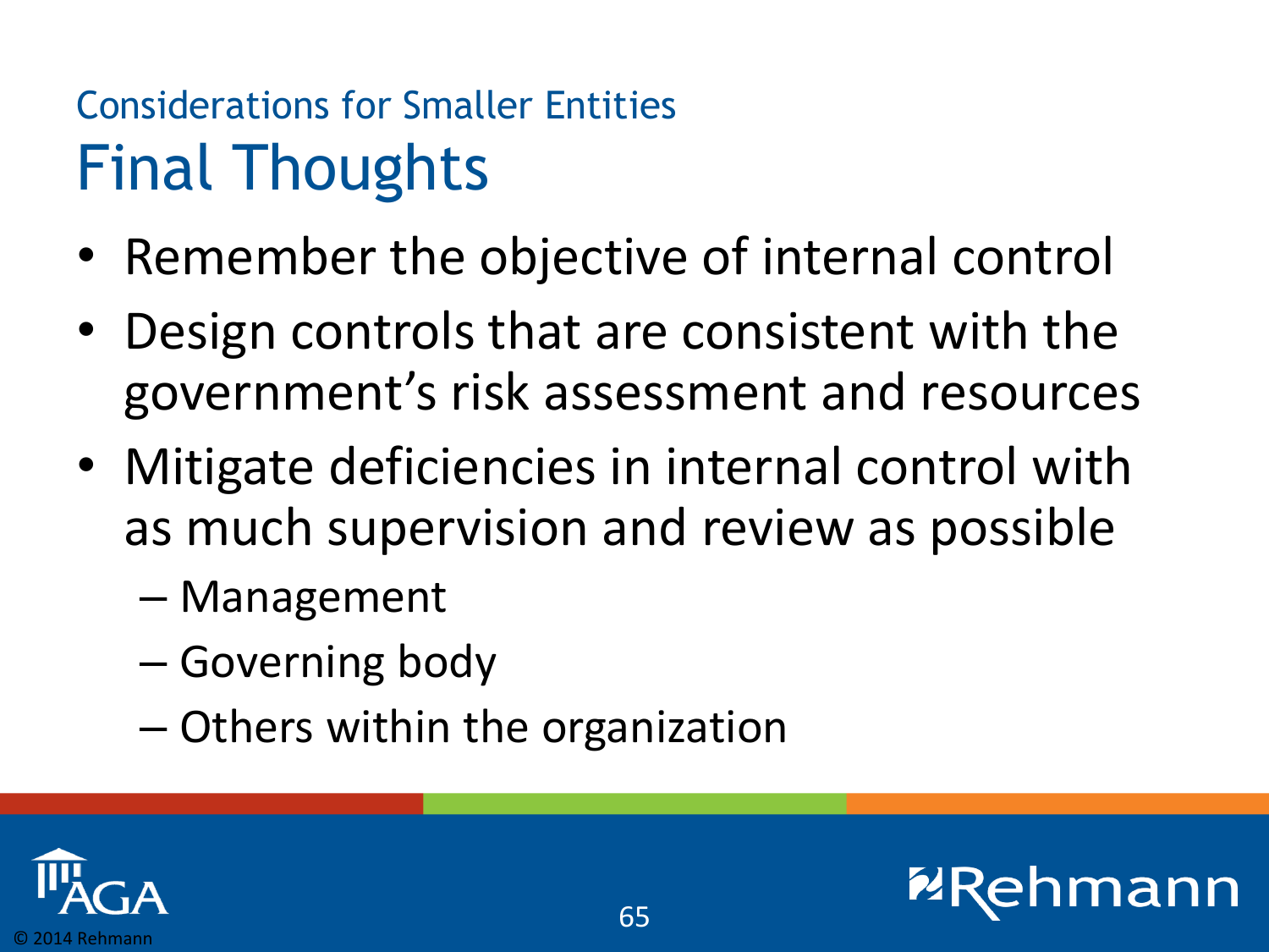## Considerations for Smaller Entities

# Final Thoughts

- Remember the objective of internal control
- Design controls that are consistent with the government's risk assessment and resources
- Mitigate deficiencies in internal control with as much supervision and review as possible
  - Management
  - Governing body
  - Others within the organization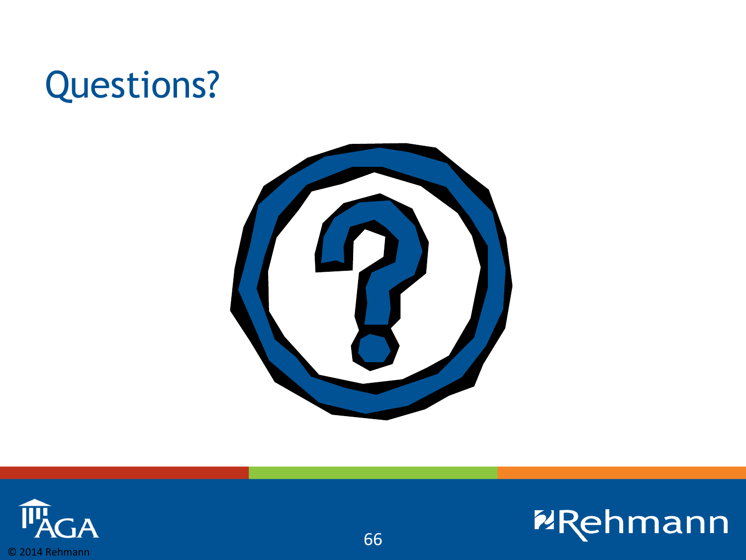# Questions?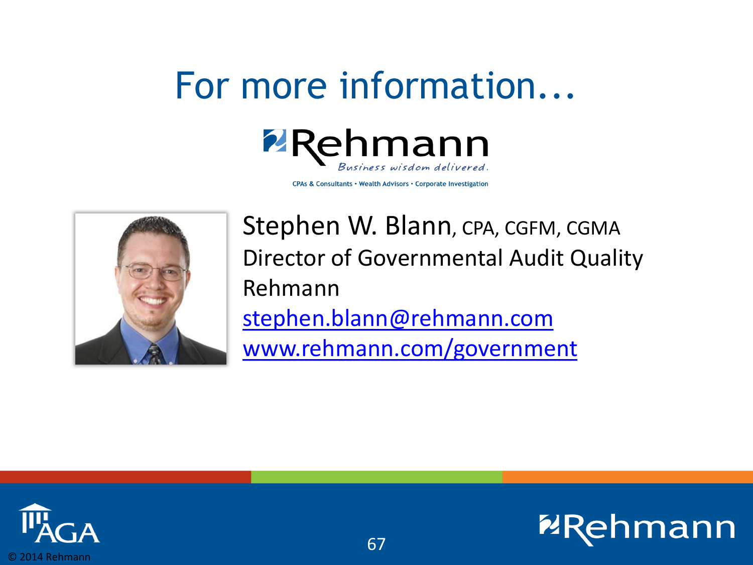# For more information…

Rehmann

*Business wisdom delivered.*

CPAs & Consultants • Wealth Advisors • Corporate Investigation

Stephen W. Blann, CPA, CGFM, CGMA
Director of Governmental Audit Quality
Rehmann
stephen.blann@rehmann.com
www.rehmann.com/government

© 2014 Rehmann